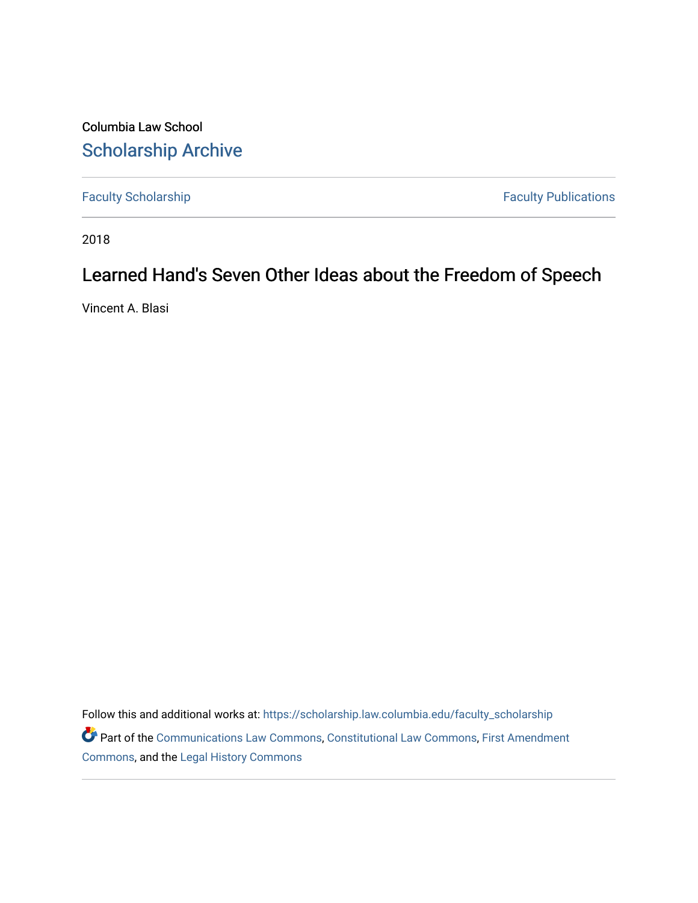Columbia Law School

# Scholarship Archive

Faculty Scholarship | Faculty Publications

2018

## Learned Hand's Seven Other Ideas about the Freedom of Speech

Vincent A. Blasi

Follow this and additional works at: https://scholarship.law.columbia.edu/faculty_scholarship

Part of the Communications Law Commons, Constitutional Law Commons, First Amendment Commons, and the Legal History Commons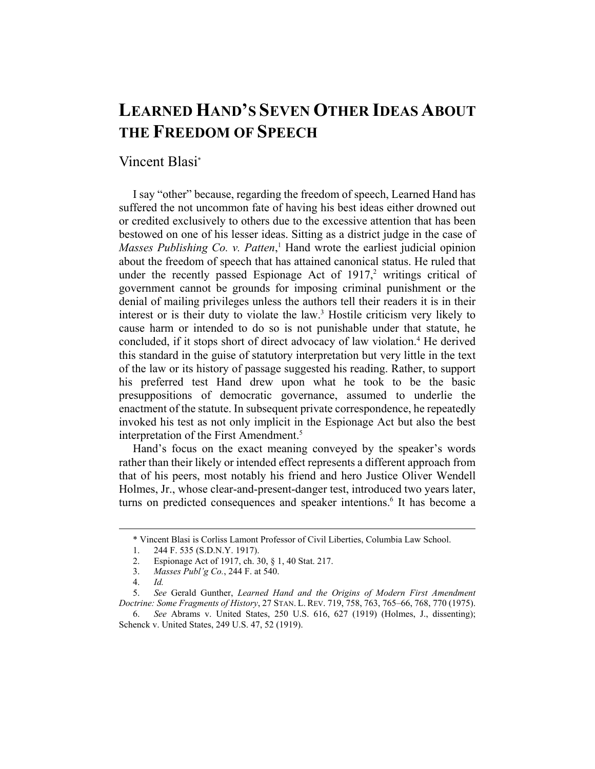# LEARNED HAND'S SEVEN OTHER IDEAS ABOUT THE FREEDOM OF SPEECH

Vincent Blasi*

I say "other" because, regarding the freedom of speech, Learned Hand has suffered the not uncommon fate of having his best ideas either drowned out or credited exclusively to others due to the excessive attention that has been bestowed on one of his lesser ideas. Sitting as a district judge in the case of *Masses Publishing Co. v. Patten*,[1] Hand wrote the earliest judicial opinion about the freedom of speech that has attained canonical status. He ruled that under the recently passed Espionage Act of 1917,[2] writings critical of government cannot be grounds for imposing criminal punishment or the denial of mailing privileges unless the authors tell their readers it is in their interest or is their duty to violate the law.[3] Hostile criticism very likely to cause harm or intended to do so is not punishable under that statute, he concluded, if it stops short of direct advocacy of law violation.[4] He derived this standard in the guise of statutory interpretation but very little in the text of the law or its history of passage suggested his reading. Rather, to support his preferred test Hand drew upon what he took to be the basic presuppositions of democratic governance, assumed to underlie the enactment of the statute. In subsequent private correspondence, he repeatedly invoked his test as not only implicit in the Espionage Act but also the best interpretation of the First Amendment.[5]

Hand's focus on the exact meaning conveyed by the speaker's words rather than their likely or intended effect represents a different approach from that of his peers, most notably his friend and hero Justice Oliver Wendell Holmes, Jr., whose clear-and-present-danger test, introduced two years later, turns on predicted consequences and speaker intentions.[6] It has become a

---

\* Vincent Blasi is Corliss Lamont Professor of Civil Liberties, Columbia Law School.

1. 244 F. 535 (S.D.N.Y. 1917).
2. Espionage Act of 1917, ch. 30, § 1, 40 Stat. 217.
3. *Masses Publ'g Co.*, 244 F. at 540.
4. *Id.*
5. *See* Gerald Gunther, *Learned Hand and the Origins of Modern First Amendment Doctrine: Some Fragments of History*, 27 STAN. L. REV. 719, 758, 763, 765–66, 768, 770 (1975).
6. *See* Abrams v. United States, 250 U.S. 616, 627 (1919) (Holmes, J., dissenting); Schenck v. United States, 249 U.S. 47, 52 (1919).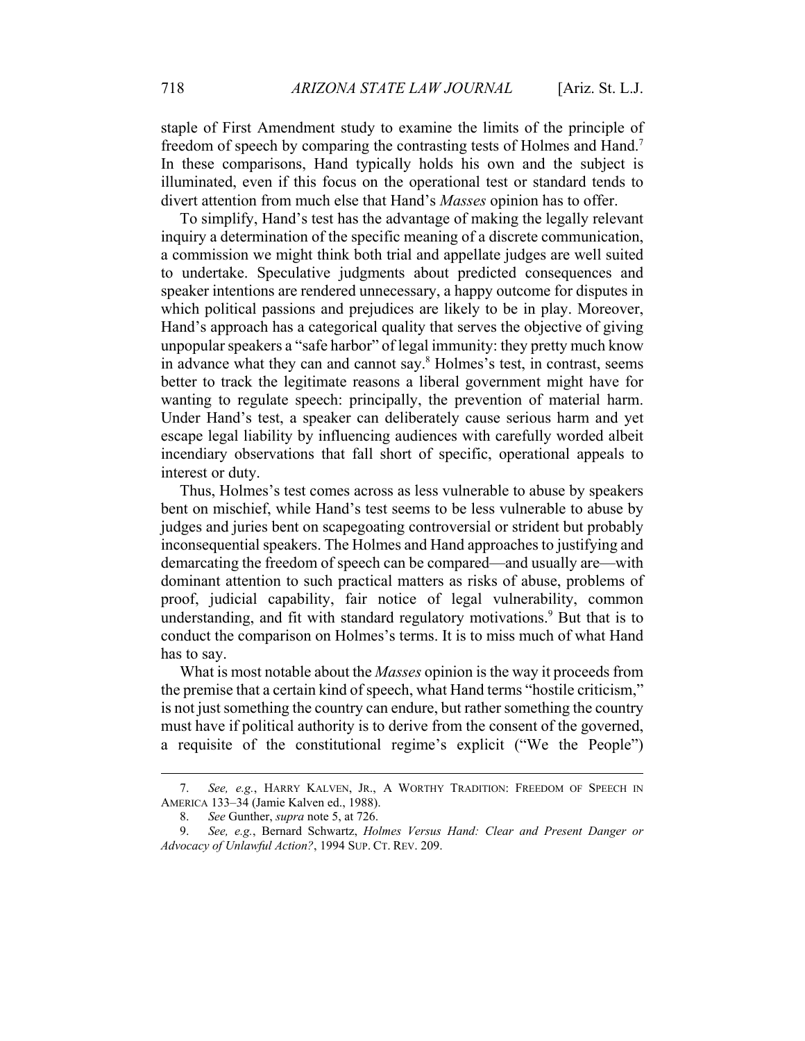staple of First Amendment study to examine the limits of the principle of freedom of speech by comparing the contrasting tests of Holmes and Hand.[7] In these comparisons, Hand typically holds his own and the subject is illuminated, even if this focus on the operational test or standard tends to divert attention from much else that Hand's *Masses* opinion has to offer.

To simplify, Hand's test has the advantage of making the legally relevant inquiry a determination of the specific meaning of a discrete communication, a commission we might think both trial and appellate judges are well suited to undertake. Speculative judgments about predicted consequences and speaker intentions are rendered unnecessary, a happy outcome for disputes in which political passions and prejudices are likely to be in play. Moreover, Hand's approach has a categorical quality that serves the objective of giving unpopular speakers a "safe harbor" of legal immunity: they pretty much know in advance what they can and cannot say.[8] Holmes's test, in contrast, seems better to track the legitimate reasons a liberal government might have for wanting to regulate speech: principally, the prevention of material harm. Under Hand's test, a speaker can deliberately cause serious harm and yet escape legal liability by influencing audiences with carefully worded albeit incendiary observations that fall short of specific, operational appeals to interest or duty.

Thus, Holmes's test comes across as less vulnerable to abuse by speakers bent on mischief, while Hand's test seems to be less vulnerable to abuse by judges and juries bent on scapegoating controversial or strident but probably inconsequential speakers. The Holmes and Hand approaches to justifying and demarcating the freedom of speech can be compared—and usually are—with dominant attention to such practical matters as risks of abuse, problems of proof, judicial capability, fair notice of legal vulnerability, common understanding, and fit with standard regulatory motivations.[9] But that is to conduct the comparison on Holmes's terms. It is to miss much of what Hand has to say.

What is most notable about the *Masses* opinion is the way it proceeds from the premise that a certain kind of speech, what Hand terms "hostile criticism," is not just something the country can endure, but rather something the country must have if political authority is to derive from the consent of the governed, a requisite of the constitutional regime's explicit ("We the People")

---

7. *See, e.g.*, HARRY KALVEN, JR., A WORTHY TRADITION: FREEDOM OF SPEECH IN AMERICA 133–34 (Jamie Kalven ed., 1988).

8. *See* Gunther, *supra* note 5, at 726.

9. *See, e.g.*, Bernard Schwartz, *Holmes Versus Hand: Clear and Present Danger or Advocacy of Unlawful Action?*, 1994 SUP. CT. REV. 209.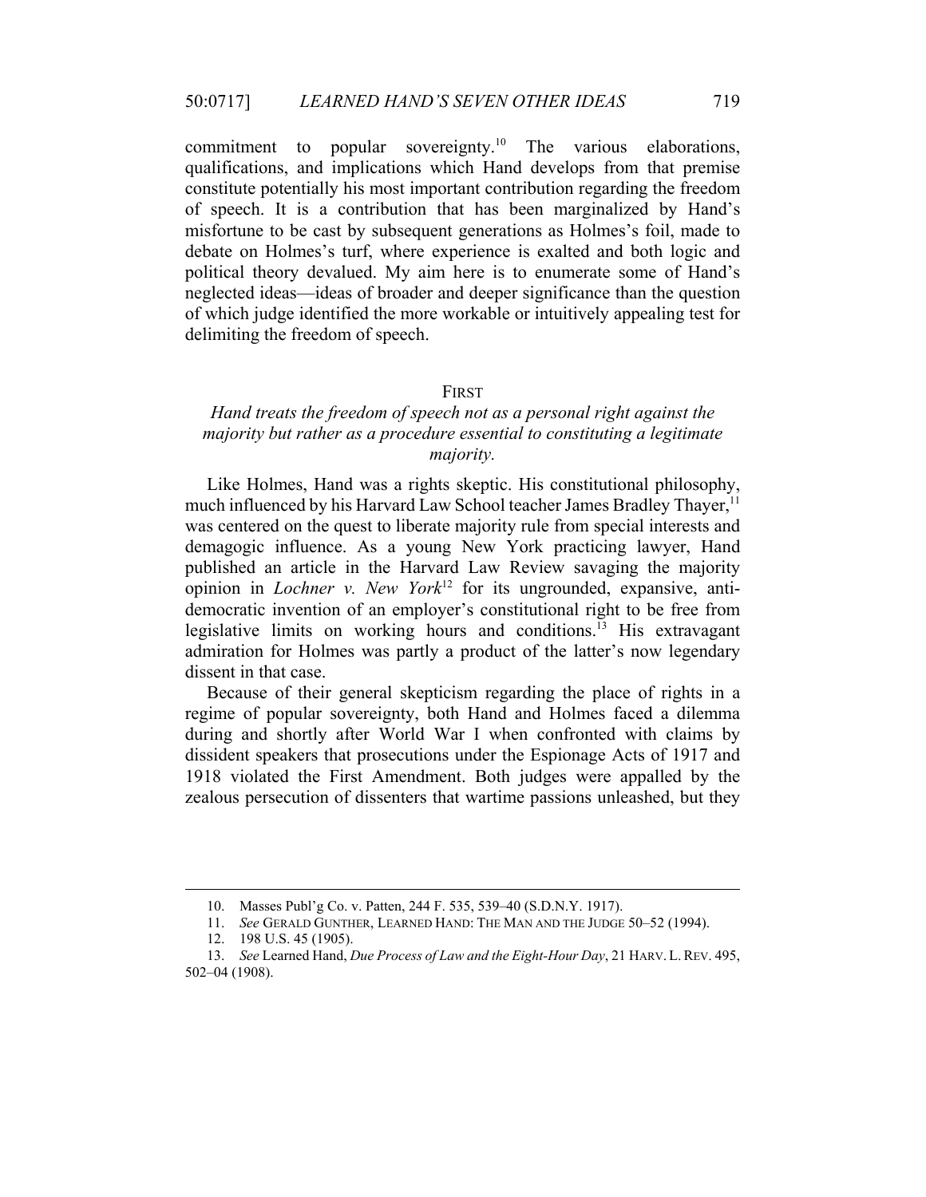commitment to popular sovereignty.[10] The various elaborations, qualifications, and implications which Hand develops from that premise constitute potentially his most important contribution regarding the freedom of speech. It is a contribution that has been marginalized by Hand's misfortune to be cast by subsequent generations as Holmes's foil, made to debate on Holmes's turf, where experience is exalted and both logic and political theory devalued. My aim here is to enumerate some of Hand's neglected ideas—ideas of broader and deeper significance than the question of which judge identified the more workable or intuitively appealing test for delimiting the freedom of speech.

## FIRST

### *Hand treats the freedom of speech not as a personal right against the majority but rather as a procedure essential to constituting a legitimate majority.*

Like Holmes, Hand was a rights skeptic. His constitutional philosophy, much influenced by his Harvard Law School teacher James Bradley Thayer,[11] was centered on the quest to liberate majority rule from special interests and demagogic influence. As a young New York practicing lawyer, Hand published an article in the Harvard Law Review savaging the majority opinion in *Lochner v. New York*[12] for its ungrounded, expansive, anti-democratic invention of an employer's constitutional right to be free from legislative limits on working hours and conditions.[13] His extravagant admiration for Holmes was partly a product of the latter's now legendary dissent in that case.

Because of their general skepticism regarding the place of rights in a regime of popular sovereignty, both Hand and Holmes faced a dilemma during and shortly after World War I when confronted with claims by dissident speakers that prosecutions under the Espionage Acts of 1917 and 1918 violated the First Amendment. Both judges were appalled by the zealous persecution of dissenters that wartime passions unleashed, but they

---

10. Masses Publ'g Co. v. Patten, 244 F. 535, 539–40 (S.D.N.Y. 1917).

11. *See* GERALD GUNTHER, LEARNED HAND: THE MAN AND THE JUDGE 50–52 (1994).

12. 198 U.S. 45 (1905).

13. *See* Learned Hand, *Due Process of Law and the Eight-Hour Day*, 21 HARV. L. REV. 495, 502–04 (1908).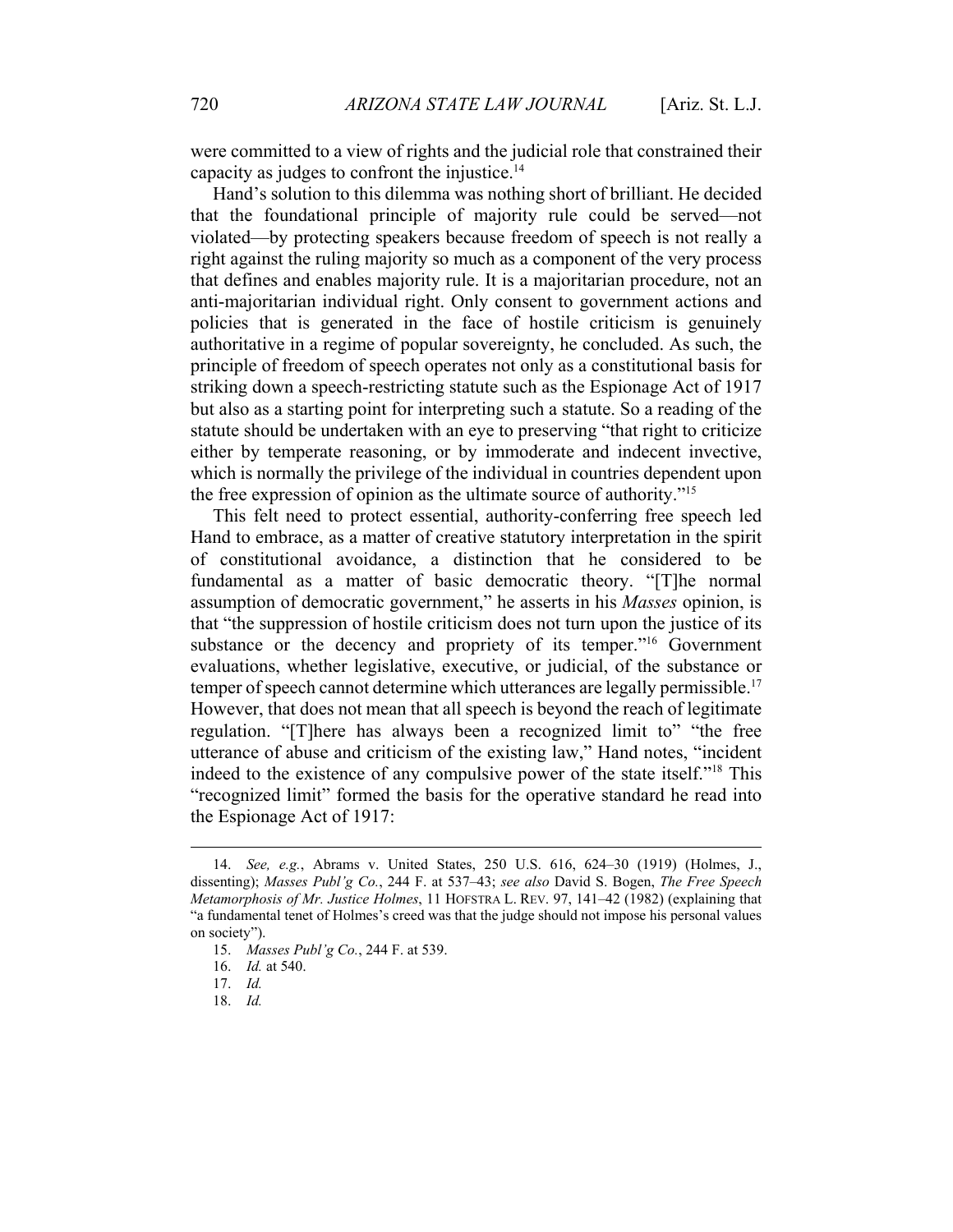were committed to a view of rights and the judicial role that constrained their capacity as judges to confront the injustice.[14]

Hand's solution to this dilemma was nothing short of brilliant. He decided that the foundational principle of majority rule could be served—not violated—by protecting speakers because freedom of speech is not really a right against the ruling majority so much as a component of the very process that defines and enables majority rule. It is a majoritarian procedure, not an anti-majoritarian individual right. Only consent to government actions and policies that is generated in the face of hostile criticism is genuinely authoritative in a regime of popular sovereignty, he concluded. As such, the principle of freedom of speech operates not only as a constitutional basis for striking down a speech-restricting statute such as the Espionage Act of 1917 but also as a starting point for interpreting such a statute. So a reading of the statute should be undertaken with an eye to preserving "that right to criticize either by temperate reasoning, or by immoderate and indecent invective, which is normally the privilege of the individual in countries dependent upon the free expression of opinion as the ultimate source of authority."[15]

This felt need to protect essential, authority-conferring free speech led Hand to embrace, as a matter of creative statutory interpretation in the spirit of constitutional avoidance, a distinction that he considered to be fundamental as a matter of basic democratic theory. "[T]he normal assumption of democratic government," he asserts in his *Masses* opinion, is that "the suppression of hostile criticism does not turn upon the justice of its substance or the decency and propriety of its temper."[16] Government evaluations, whether legislative, executive, or judicial, of the substance or temper of speech cannot determine which utterances are legally permissible.[17] However, that does not mean that all speech is beyond the reach of legitimate regulation. "[T]here has always been a recognized limit to" "the free utterance of abuse and criticism of the existing law," Hand notes, "incident indeed to the existence of any compulsive power of the state itself."[18] This "recognized limit" formed the basis for the operative standard he read into the Espionage Act of 1917:

---

14. *See, e.g.*, Abrams v. United States, 250 U.S. 616, 624–30 (1919) (Holmes, J., dissenting); *Masses Publ'g Co.*, 244 F. at 537–43; *see also* David S. Bogen, *The Free Speech Metamorphosis of Mr. Justice Holmes*, 11 HOFSTRA L. REV. 97, 141–42 (1982) (explaining that "a fundamental tenet of Holmes's creed was that the judge should not impose his personal values on society").

15. *Masses Publ'g Co.*, 244 F. at 539.

16. *Id.* at 540.

17. *Id.*

18. *Id.*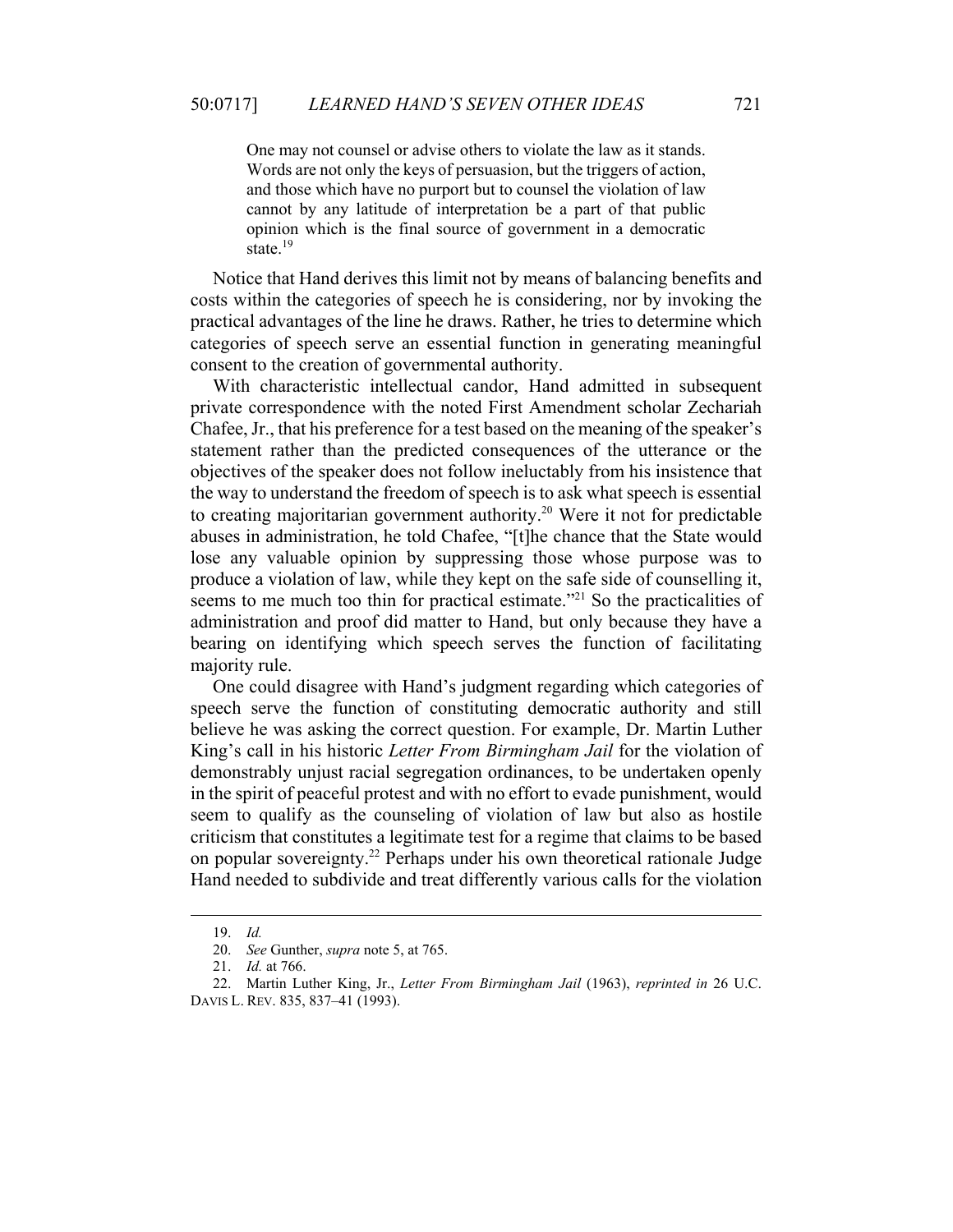> One may not counsel or advise others to violate the law as it stands. Words are not only the keys of persuasion, but the triggers of action, and those which have no purport but to counsel the violation of law cannot by any latitude of interpretation be a part of that public opinion which is the final source of government in a democratic state.[19]

Notice that Hand derives this limit not by means of balancing benefits and costs within the categories of speech he is considering, nor by invoking the practical advantages of the line he draws. Rather, he tries to determine which categories of speech serve an essential function in generating meaningful consent to the creation of governmental authority.

With characteristic intellectual candor, Hand admitted in subsequent private correspondence with the noted First Amendment scholar Zechariah Chafee, Jr., that his preference for a test based on the meaning of the speaker's statement rather than the predicted consequences of the utterance or the objectives of the speaker does not follow ineluctably from his insistence that the way to understand the freedom of speech is to ask what speech is essential to creating majoritarian government authority.[20] Were it not for predictable abuses in administration, he told Chafee, "[t]he chance that the State would lose any valuable opinion by suppressing those whose purpose was to produce a violation of law, while they kept on the safe side of counselling it, seems to me much too thin for practical estimate."[21] So the practicalities of administration and proof did matter to Hand, but only because they have a bearing on identifying which speech serves the function of facilitating majority rule.

One could disagree with Hand's judgment regarding which categories of speech serve the function of constituting democratic authority and still believe he was asking the correct question. For example, Dr. Martin Luther King's call in his historic *Letter From Birmingham Jail* for the violation of demonstrably unjust racial segregation ordinances, to be undertaken openly in the spirit of peaceful protest and with no effort to evade punishment, would seem to qualify as the counseling of violation of law but also as hostile criticism that constitutes a legitimate test for a regime that claims to be based on popular sovereignty.[22] Perhaps under his own theoretical rationale Judge Hand needed to subdivide and treat differently various calls for the violation

---

19. *Id.*

20. *See* Gunther, *supra* note 5, at 765.

21. *Id.* at 766.

22. Martin Luther King, Jr., *Letter From Birmingham Jail* (1963), *reprinted in* 26 U.C. DAVIS L. REV. 835, 837–41 (1993).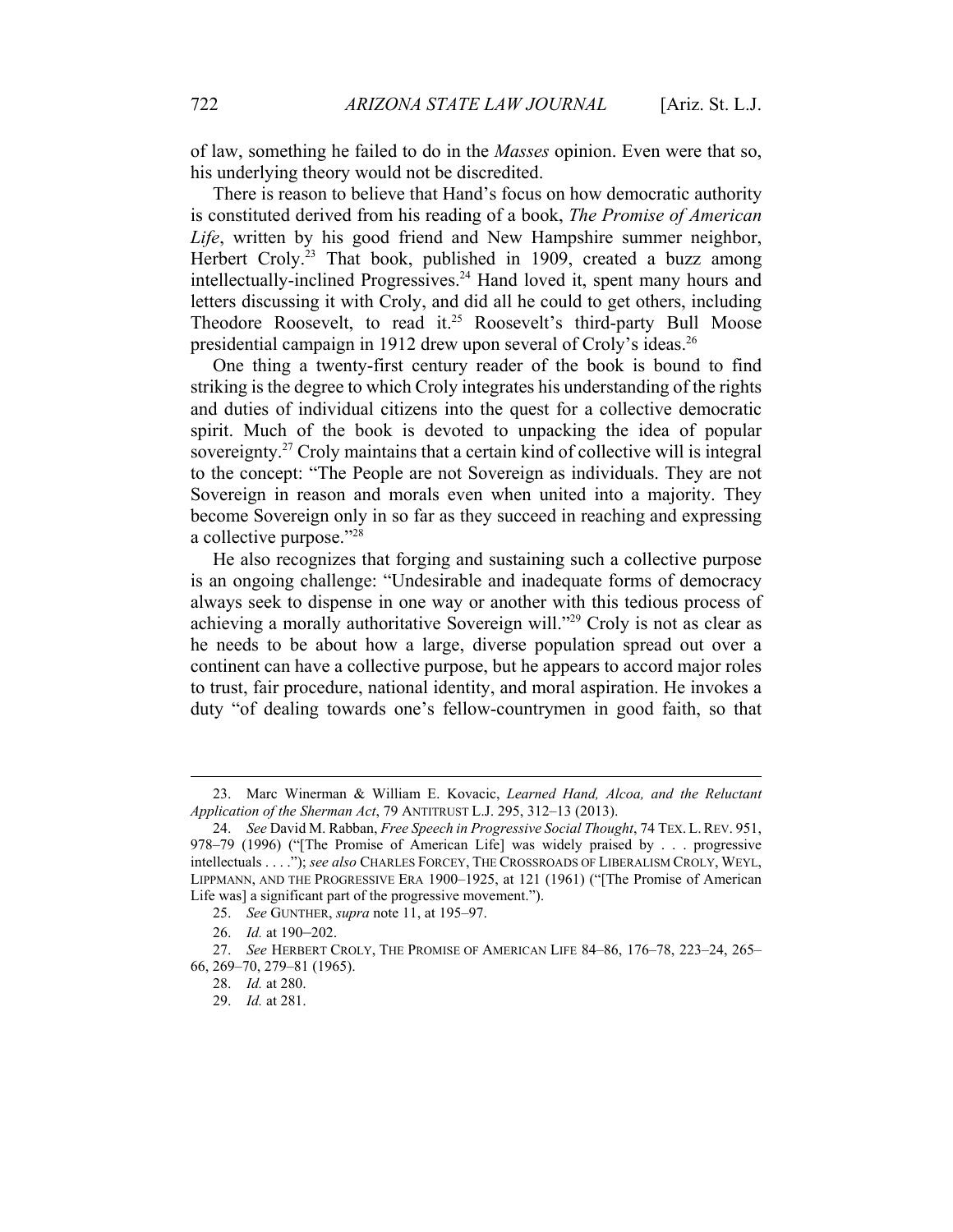of law, something he failed to do in the *Masses* opinion. Even were that so, his underlying theory would not be discredited.

There is reason to believe that Hand's focus on how democratic authority is constituted derived from his reading of a book, *The Promise of American Life*, written by his good friend and New Hampshire summer neighbor, Herbert Croly.[23] That book, published in 1909, created a buzz among intellectually-inclined Progressives.[24] Hand loved it, spent many hours and letters discussing it with Croly, and did all he could to get others, including Theodore Roosevelt, to read it.[25] Roosevelt's third-party Bull Moose presidential campaign in 1912 drew upon several of Croly's ideas.[26]

One thing a twenty-first century reader of the book is bound to find striking is the degree to which Croly integrates his understanding of the rights and duties of individual citizens into the quest for a collective democratic spirit. Much of the book is devoted to unpacking the idea of popular sovereignty.[27] Croly maintains that a certain kind of collective will is integral to the concept: "The People are not Sovereign as individuals. They are not Sovereign in reason and morals even when united into a majority. They become Sovereign only in so far as they succeed in reaching and expressing a collective purpose."[28]

He also recognizes that forging and sustaining such a collective purpose is an ongoing challenge: "Undesirable and inadequate forms of democracy always seek to dispense in one way or another with this tedious process of achieving a morally authoritative Sovereign will."[29] Croly is not as clear as he needs to be about how a large, diverse population spread out over a continent can have a collective purpose, but he appears to accord major roles to trust, fair procedure, national identity, and moral aspiration. He invokes a duty "of dealing towards one's fellow-countrymen in good faith, so that

---

23. Marc Winerman & William E. Kovacic, *Learned Hand, Alcoa, and the Reluctant Application of the Sherman Act*, 79 ANTITRUST L.J. 295, 312–13 (2013).

24. *See* David M. Rabban, *Free Speech in Progressive Social Thought*, 74 TEX. L. REV. 951, 978–79 (1996) ("[The Promise of American Life] was widely praised by . . . progressive intellectuals . . . ."); *see also* CHARLES FORCEY, THE CROSSROADS OF LIBERALISM CROLY, WEYL, LIPPMANN, AND THE PROGRESSIVE ERA 1900–1925, at 121 (1961) ("[The Promise of American Life was] a significant part of the progressive movement.").

25. *See* GUNTHER, *supra* note 11, at 195–97.

26. *Id.* at 190–202.

27. *See* HERBERT CROLY, THE PROMISE OF AMERICAN LIFE 84–86, 176–78, 223–24, 265–66, 269–70, 279–81 (1965).

28. *Id.* at 280.

29. *Id.* at 281.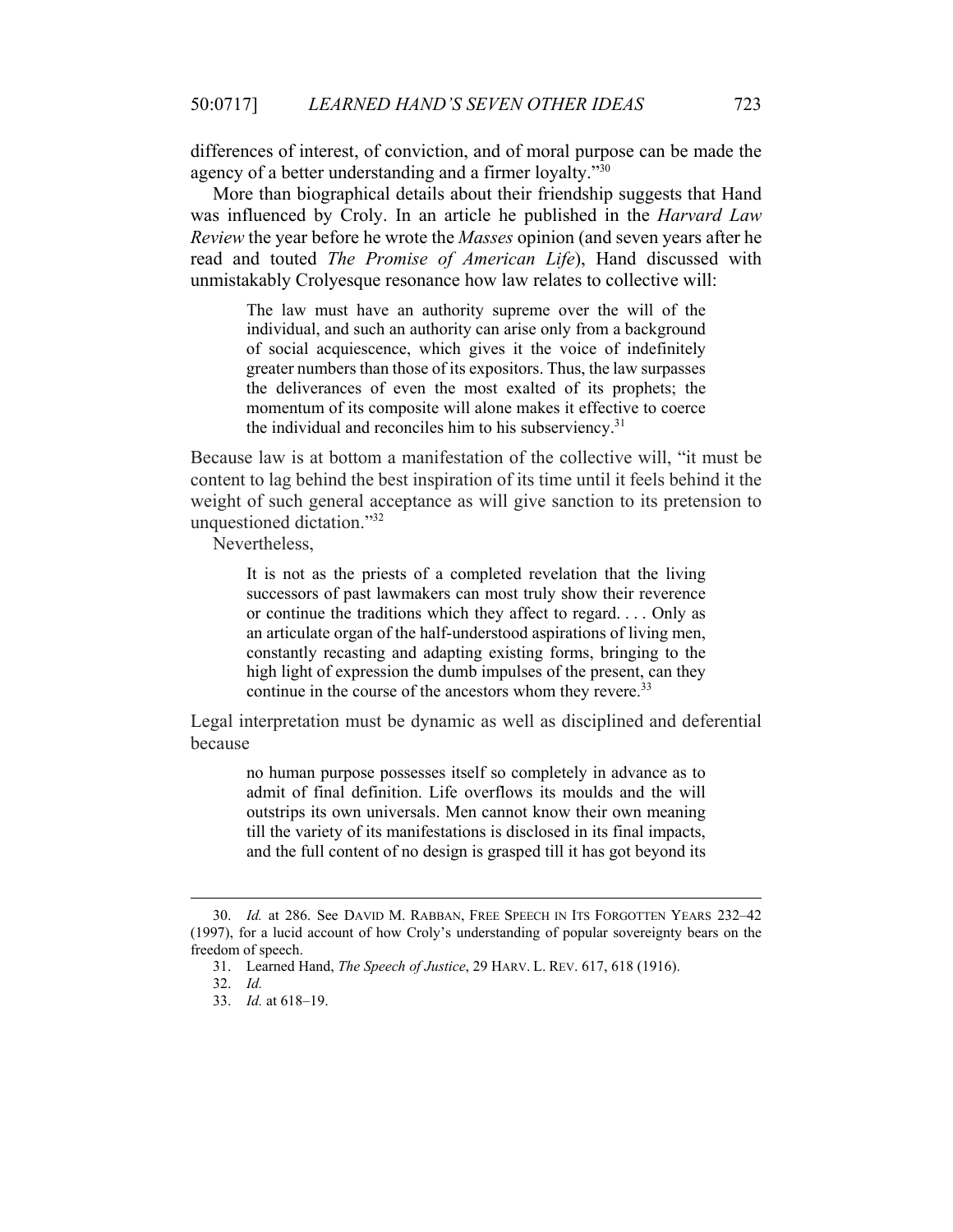differences of interest, of conviction, and of moral purpose can be made the agency of a better understanding and a firmer loyalty."[30]

More than biographical details about their friendship suggests that Hand was influenced by Croly. In an article he published in the *Harvard Law Review* the year before he wrote the *Masses* opinion (and seven years after he read and touted *The Promise of American Life*), Hand discussed with unmistakably Crolyesque resonance how law relates to collective will:

> The law must have an authority supreme over the will of the individual, and such an authority can arise only from a background of social acquiescence, which gives it the voice of indefinitely greater numbers than those of its expositors. Thus, the law surpasses the deliverances of even the most exalted of its prophets; the momentum of its composite will alone makes it effective to coerce the individual and reconciles him to his subserviency.[31]

Because law is at bottom a manifestation of the collective will, "it must be content to lag behind the best inspiration of its time until it feels behind it the weight of such general acceptance as will give sanction to its pretension to unquestioned dictation."[32]

Nevertheless,

> It is not as the priests of a completed revelation that the living successors of past lawmakers can most truly show their reverence or continue the traditions which they affect to regard. . . . Only as an articulate organ of the half-understood aspirations of living men, constantly recasting and adapting existing forms, bringing to the high light of expression the dumb impulses of the present, can they continue in the course of the ancestors whom they revere.[33]

Legal interpretation must be dynamic as well as disciplined and deferential because

> no human purpose possesses itself so completely in advance as to admit of final definition. Life overflows its moulds and the will outstrips its own universals. Men cannot know their own meaning till the variety of its manifestations is disclosed in its final impacts, and the full content of no design is grasped till it has got beyond its

---

30. *Id.* at 286. See DAVID M. RABBAN, FREE SPEECH IN ITS FORGOTTEN YEARS 232–42 (1997), for a lucid account of how Croly's understanding of popular sovereignty bears on the freedom of speech.

31. Learned Hand, *The Speech of Justice*, 29 HARV. L. REV. 617, 618 (1916).

32. *Id.*

33. *Id.* at 618–19.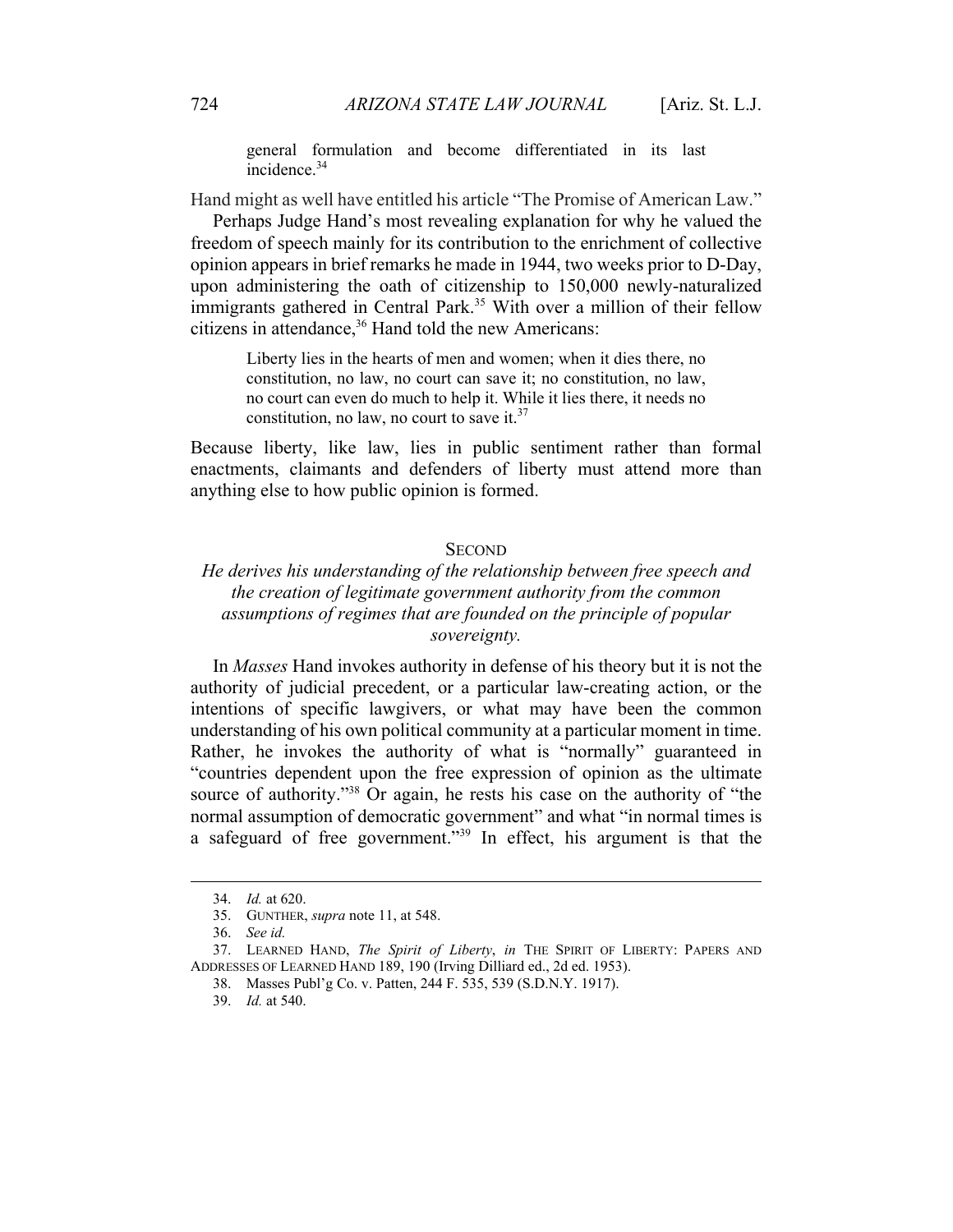> general formulation and become differentiated in its last incidence.[34]

Hand might as well have entitled his article "The Promise of American Law."

Perhaps Judge Hand's most revealing explanation for why he valued the freedom of speech mainly for its contribution to the enrichment of collective opinion appears in brief remarks he made in 1944, two weeks prior to D-Day, upon administering the oath of citizenship to 150,000 newly-naturalized immigrants gathered in Central Park.[35] With over a million of their fellow citizens in attendance,[36] Hand told the new Americans:

> Liberty lies in the hearts of men and women; when it dies there, no constitution, no law, no court can save it; no constitution, no law, no court can even do much to help it. While it lies there, it needs no constitution, no law, no court to save it.[37]

Because liberty, like law, lies in public sentiment rather than formal enactments, claimants and defenders of liberty must attend more than anything else to how public opinion is formed.

## SECOND

*He derives his understanding of the relationship between free speech and the creation of legitimate government authority from the common assumptions of regimes that are founded on the principle of popular sovereignty.*

In *Masses* Hand invokes authority in defense of his theory but it is not the authority of judicial precedent, or a particular law-creating action, or the intentions of specific lawgivers, or what may have been the common understanding of his own political community at a particular moment in time. Rather, he invokes the authority of what is "normally" guaranteed in "countries dependent upon the free expression of opinion as the ultimate source of authority."[38] Or again, he rests his case on the authority of "the normal assumption of democratic government" and what "in normal times is a safeguard of free government."[39] In effect, his argument is that the

---

34. *Id.* at 620.

35. GUNTHER, *supra* note 11, at 548.

36. *See id.*

37. LEARNED HAND, *The Spirit of Liberty*, *in* THE SPIRIT OF LIBERTY: PAPERS AND ADDRESSES OF LEARNED HAND 189, 190 (Irving Dilliard ed., 2d ed. 1953).

38. Masses Publ'g Co. v. Patten, 244 F. 535, 539 (S.D.N.Y. 1917).

39. *Id.* at 540.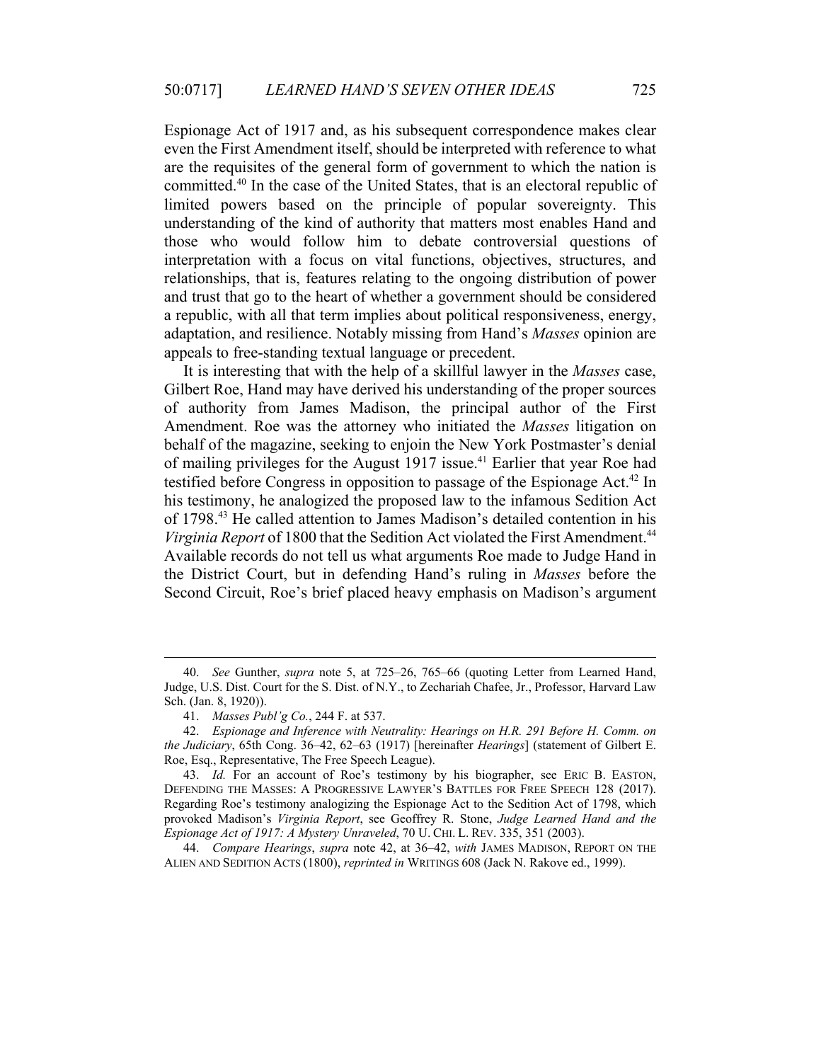Espionage Act of 1917 and, as his subsequent correspondence makes clear even the First Amendment itself, should be interpreted with reference to what are the requisites of the general form of government to which the nation is committed.[40] In the case of the United States, that is an electoral republic of limited powers based on the principle of popular sovereignty. This understanding of the kind of authority that matters most enables Hand and those who would follow him to debate controversial questions of interpretation with a focus on vital functions, objectives, structures, and relationships, that is, features relating to the ongoing distribution of power and trust that go to the heart of whether a government should be considered a republic, with all that term implies about political responsiveness, energy, adaptation, and resilience. Notably missing from Hand's *Masses* opinion are appeals to free-standing textual language or precedent.

It is interesting that with the help of a skillful lawyer in the *Masses* case, Gilbert Roe, Hand may have derived his understanding of the proper sources of authority from James Madison, the principal author of the First Amendment. Roe was the attorney who initiated the *Masses* litigation on behalf of the magazine, seeking to enjoin the New York Postmaster's denial of mailing privileges for the August 1917 issue.[41] Earlier that year Roe had testified before Congress in opposition to passage of the Espionage Act.[42] In his testimony, he analogized the proposed law to the infamous Sedition Act of 1798.[43] He called attention to James Madison's detailed contention in his *Virginia Report* of 1800 that the Sedition Act violated the First Amendment.[44] Available records do not tell us what arguments Roe made to Judge Hand in the District Court, but in defending Hand's ruling in *Masses* before the Second Circuit, Roe's brief placed heavy emphasis on Madison's argument

---

40. *See* Gunther, *supra* note 5, at 725–26, 765–66 (quoting Letter from Learned Hand, Judge, U.S. Dist. Court for the S. Dist. of N.Y., to Zechariah Chafee, Jr., Professor, Harvard Law Sch. (Jan. 8, 1920)).

41. *Masses Publ'g Co.*, 244 F. at 537.

42. *Espionage and Inference with Neutrality: Hearings on H.R. 291 Before H. Comm. on the Judiciary*, 65th Cong. 36–42, 62–63 (1917) [hereinafter *Hearings*] (statement of Gilbert E. Roe, Esq., Representative, The Free Speech League).

43. *Id.* For an account of Roe's testimony by his biographer, see ERIC B. EASTON, DEFENDING THE MASSES: A PROGRESSIVE LAWYER'S BATTLES FOR FREE SPEECH 128 (2017). Regarding Roe's testimony analogizing the Espionage Act to the Sedition Act of 1798, which provoked Madison's *Virginia Report*, see Geoffrey R. Stone, *Judge Learned Hand and the Espionage Act of 1917: A Mystery Unraveled*, 70 U. CHI. L. REV. 335, 351 (2003).

44. *Compare Hearings*, *supra* note 42, at 36–42, *with* JAMES MADISON, REPORT ON THE ALIEN AND SEDITION ACTS (1800), *reprinted in* WRITINGS 608 (Jack N. Rakove ed., 1999).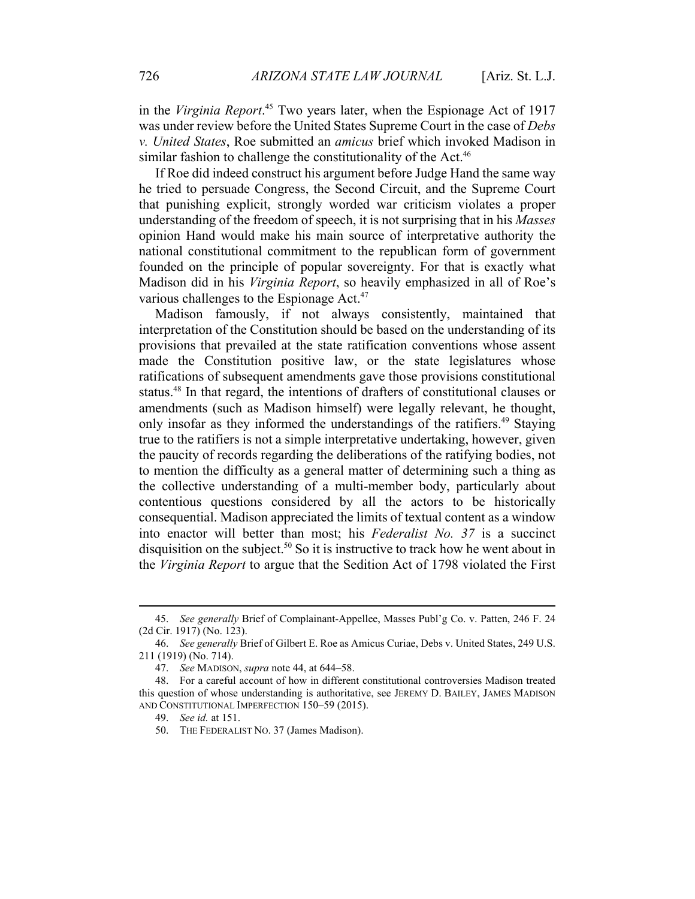in the *Virginia Report*.[45] Two years later, when the Espionage Act of 1917 was under review before the United States Supreme Court in the case of *Debs v. United States*, Roe submitted an *amicus* brief which invoked Madison in similar fashion to challenge the constitutionality of the Act.[46]

If Roe did indeed construct his argument before Judge Hand the same way he tried to persuade Congress, the Second Circuit, and the Supreme Court that punishing explicit, strongly worded war criticism violates a proper understanding of the freedom of speech, it is not surprising that in his *Masses* opinion Hand would make his main source of interpretative authority the national constitutional commitment to the republican form of government founded on the principle of popular sovereignty. For that is exactly what Madison did in his *Virginia Report*, so heavily emphasized in all of Roe's various challenges to the Espionage Act.[47]

Madison famously, if not always consistently, maintained that interpretation of the Constitution should be based on the understanding of its provisions that prevailed at the state ratification conventions whose assent made the Constitution positive law, or the state legislatures whose ratifications of subsequent amendments gave those provisions constitutional status.[48] In that regard, the intentions of drafters of constitutional clauses or amendments (such as Madison himself) were legally relevant, he thought, only insofar as they informed the understandings of the ratifiers.[49] Staying true to the ratifiers is not a simple interpretative undertaking, however, given the paucity of records regarding the deliberations of the ratifying bodies, not to mention the difficulty as a general matter of determining such a thing as the collective understanding of a multi-member body, particularly about contentious questions considered by all the actors to be historically consequential. Madison appreciated the limits of textual content as a window into enactor will better than most; his *Federalist No. 37* is a succinct disquisition on the subject.[50] So it is instructive to track how he went about in the *Virginia Report* to argue that the Sedition Act of 1798 violated the First

---

45. *See generally* Brief of Complainant-Appellee, Masses Publ'g Co. v. Patten, 246 F. 24 (2d Cir. 1917) (No. 123).

46. *See generally* Brief of Gilbert E. Roe as Amicus Curiae, Debs v. United States, 249 U.S. 211 (1919) (No. 714).

47. *See* MADISON, *supra* note 44, at 644–58.

48. For a careful account of how in different constitutional controversies Madison treated this question of whose understanding is authoritative, see JEREMY D. BAILEY, JAMES MADISON AND CONSTITUTIONAL IMPERFECTION 150–59 (2015).

49. *See id.* at 151.

50. THE FEDERALIST NO. 37 (James Madison).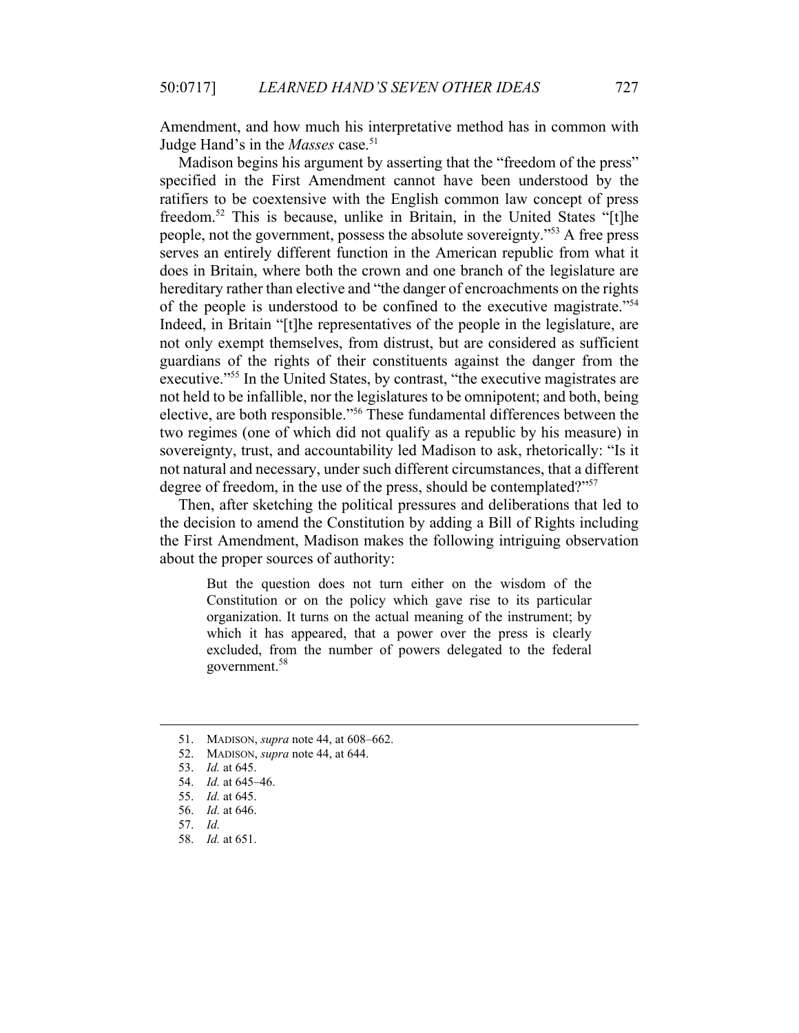Amendment, and how much his interpretative method has in common with Judge Hand's in the *Masses* case.[51]

Madison begins his argument by asserting that the "freedom of the press" specified in the First Amendment cannot have been understood by the ratifiers to be coextensive with the English common law concept of press freedom.[52] This is because, unlike in Britain, in the United States "[t]he people, not the government, possess the absolute sovereignty."[53] A free press serves an entirely different function in the American republic from what it does in Britain, where both the crown and one branch of the legislature are hereditary rather than elective and "the danger of encroachments on the rights of the people is understood to be confined to the executive magistrate."[54] Indeed, in Britain "[t]he representatives of the people in the legislature, are not only exempt themselves, from distrust, but are considered as sufficient guardians of the rights of their constituents against the danger from the executive."[55] In the United States, by contrast, "the executive magistrates are not held to be infallible, nor the legislatures to be omnipotent; and both, being elective, are both responsible."[56] These fundamental differences between the two regimes (one of which did not qualify as a republic by his measure) in sovereignty, trust, and accountability led Madison to ask, rhetorically: "Is it not natural and necessary, under such different circumstances, that a different degree of freedom, in the use of the press, should be contemplated?"[57]

Then, after sketching the political pressures and deliberations that led to the decision to amend the Constitution by adding a Bill of Rights including the First Amendment, Madison makes the following intriguing observation about the proper sources of authority:

> But the question does not turn either on the wisdom of the Constitution or on the policy which gave rise to its particular organization. It turns on the actual meaning of the instrument; by which it has appeared, that a power over the press is clearly excluded, from the number of powers delegated to the federal government.[58]

---

51. MADISON, *supra* note 44, at 608–662.
52. MADISON, *supra* note 44, at 644.
53. *Id.* at 645.
54. *Id.* at 645–46.
55. *Id.* at 645.
56. *Id.* at 646.
57. *Id.*
58. *Id.* at 651.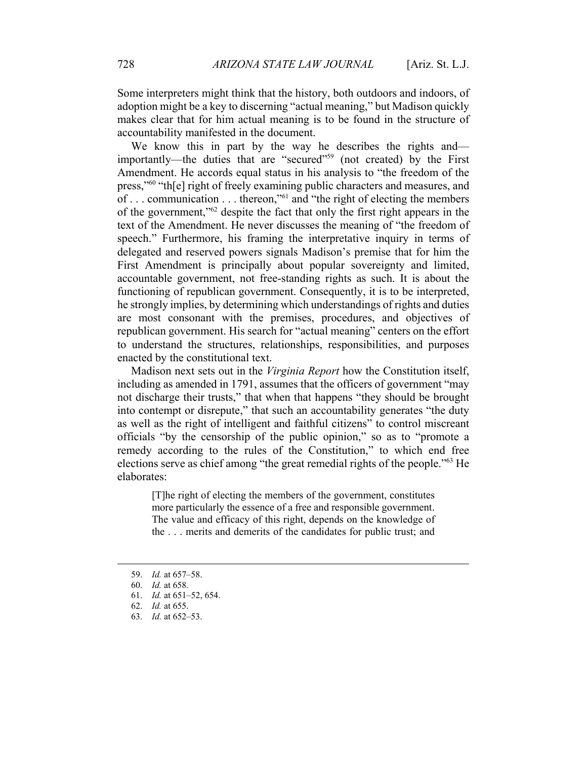Some interpreters might think that the history, both outdoors and indoors, of adoption might be a key to discerning "actual meaning," but Madison quickly makes clear that for him actual meaning is to be found in the structure of accountability manifested in the document.

We know this in part by the way he describes the rights and—importantly—the duties that are "secured"[59] (not created) by the First Amendment. He accords equal status in his analysis to "the freedom of the press,"[60] "th[e] right of freely examining public characters and measures, and of . . . communication . . . thereon,"[61] and "the right of electing the members of the government,"[62] despite the fact that only the first right appears in the text of the Amendment. He never discusses the meaning of "the freedom of speech." Furthermore, his framing the interpretative inquiry in terms of delegated and reserved powers signals Madison's premise that for him the First Amendment is principally about popular sovereignty and limited, accountable government, not free-standing rights as such. It is about the functioning of republican government. Consequently, it is to be interpreted, he strongly implies, by determining which understandings of rights and duties are most consonant with the premises, procedures, and objectives of republican government. His search for "actual meaning" centers on the effort to understand the structures, relationships, responsibilities, and purposes enacted by the constitutional text.

Madison next sets out in the *Virginia Report* how the Constitution itself, including as amended in 1791, assumes that the officers of government "may not discharge their trusts," that when that happens "they should be brought into contempt or disrepute," that such an accountability generates "the duty as well as the right of intelligent and faithful citizens" to control miscreant officials "by the censorship of the public opinion," so as to "promote a remedy according to the rules of the Constitution," to which end free elections serve as chief among "the great remedial rights of the people."[63] He elaborates:

> [T]he right of electing the members of the government, constitutes more particularly the essence of a free and responsible government. The value and efficacy of this right, depends on the knowledge of the . . . merits and demerits of the candidates for public trust; and

---

59. *Id.* at 657–58.

60. *Id.* at 658.

61. *Id.* at 651–52, 654.

62. *Id.* at 655.

63. *Id.* at 652–53.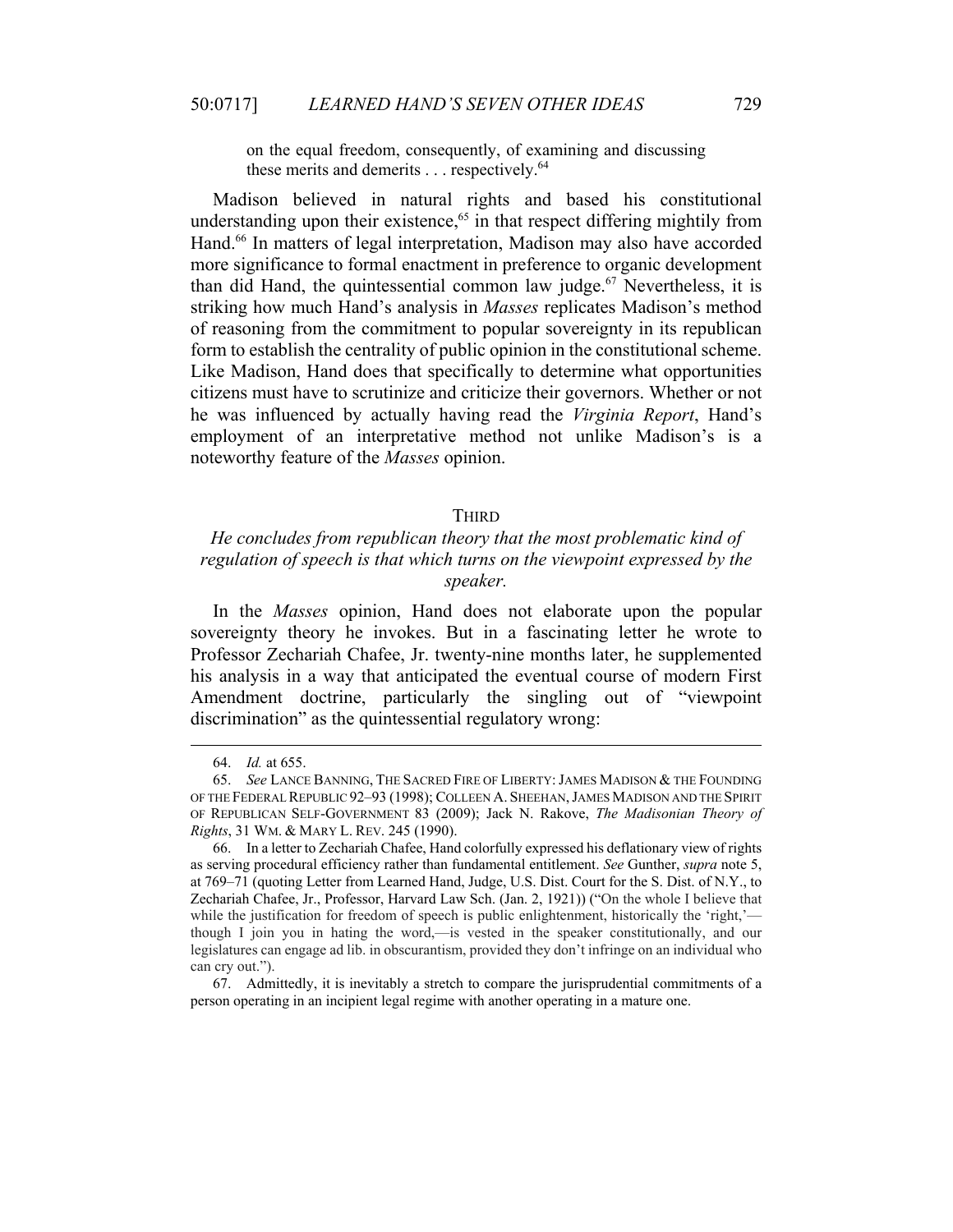> on the equal freedom, consequently, of examining and discussing these merits and demerits . . . respectively.[64]

Madison believed in natural rights and based his constitutional understanding upon their existence,[65] in that respect differing mightily from Hand.[66] In matters of legal interpretation, Madison may also have accorded more significance to formal enactment in preference to organic development than did Hand, the quintessential common law judge.[67] Nevertheless, it is striking how much Hand's analysis in *Masses* replicates Madison's method of reasoning from the commitment to popular sovereignty in its republican form to establish the centrality of public opinion in the constitutional scheme. Like Madison, Hand does that specifically to determine what opportunities citizens must have to scrutinize and criticize their governors. Whether or not he was influenced by actually having read the *Virginia Report*, Hand's employment of an interpretative method not unlike Madison's is a noteworthy feature of the *Masses* opinion.

## THIRD

### *He concludes from republican theory that the most problematic kind of regulation of speech is that which turns on the viewpoint expressed by the speaker.*

In the *Masses* opinion, Hand does not elaborate upon the popular sovereignty theory he invokes. But in a fascinating letter he wrote to Professor Zechariah Chafee, Jr. twenty-nine months later, he supplemented his analysis in a way that anticipated the eventual course of modern First Amendment doctrine, particularly the singling out of "viewpoint discrimination" as the quintessential regulatory wrong:

---

64. *Id.* at 655.

65. *See* LANCE BANNING, THE SACRED FIRE OF LIBERTY: JAMES MADISON & THE FOUNDING OF THE FEDERAL REPUBLIC 92–93 (1998); COLLEEN A. SHEEHAN, JAMES MADISON AND THE SPIRIT OF REPUBLICAN SELF-GOVERNMENT 83 (2009); Jack N. Rakove, *The Madisonian Theory of Rights*, 31 WM. & MARY L. REV. 245 (1990).

66. In a letter to Zechariah Chafee, Hand colorfully expressed his deflationary view of rights as serving procedural efficiency rather than fundamental entitlement. *See* Gunther, *supra* note 5, at 769–71 (quoting Letter from Learned Hand, Judge, U.S. Dist. Court for the S. Dist. of N.Y., to Zechariah Chafee, Jr., Professor, Harvard Law Sch. (Jan. 2, 1921)) ("On the whole I believe that while the justification for freedom of speech is public enlightenment, historically the 'right,'—though I join you in hating the word,—is vested in the speaker constitutionally, and our legislatures can engage ad lib. in obscurantism, provided they don't infringe on an individual who can cry out.").

67. Admittedly, it is inevitably a stretch to compare the jurisprudential commitments of a person operating in an incipient legal regime with another operating in a mature one.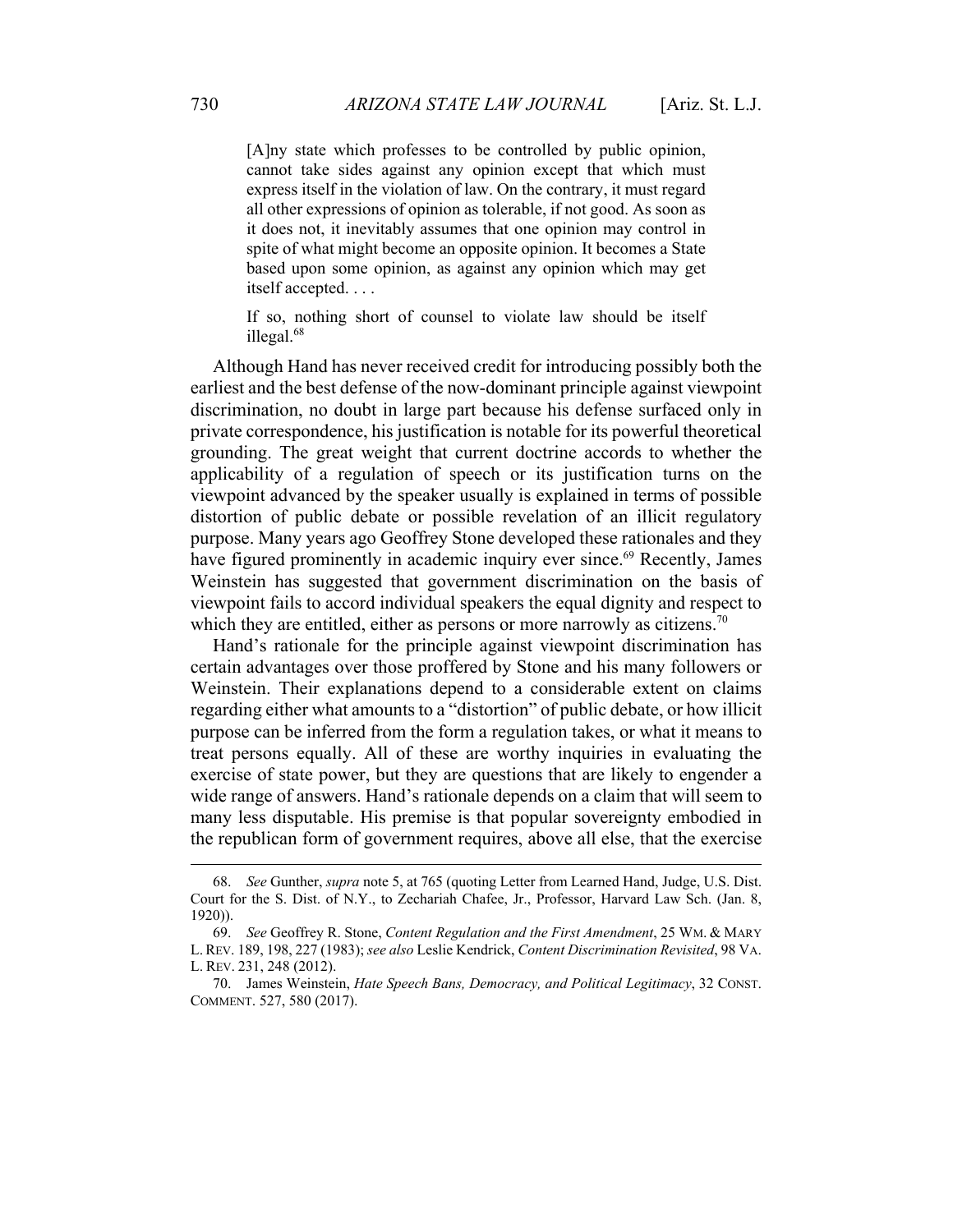> [A]ny state which professes to be controlled by public opinion, cannot take sides against any opinion except that which must express itself in the violation of law. On the contrary, it must regard all other expressions of opinion as tolerable, if not good. As soon as it does not, it inevitably assumes that one opinion may control in spite of what might become an opposite opinion. It becomes a State based upon some opinion, as against any opinion which may get itself accepted. . . .
>
> If so, nothing short of counsel to violate law should be itself illegal.[68]

Although Hand has never received credit for introducing possibly both the earliest and the best defense of the now-dominant principle against viewpoint discrimination, no doubt in large part because his defense surfaced only in private correspondence, his justification is notable for its powerful theoretical grounding. The great weight that current doctrine accords to whether the applicability of a regulation of speech or its justification turns on the viewpoint advanced by the speaker usually is explained in terms of possible distortion of public debate or possible revelation of an illicit regulatory purpose. Many years ago Geoffrey Stone developed these rationales and they have figured prominently in academic inquiry ever since.[69] Recently, James Weinstein has suggested that government discrimination on the basis of viewpoint fails to accord individual speakers the equal dignity and respect to which they are entitled, either as persons or more narrowly as citizens.[70]

Hand's rationale for the principle against viewpoint discrimination has certain advantages over those proffered by Stone and his many followers or Weinstein. Their explanations depend to a considerable extent on claims regarding either what amounts to a "distortion" of public debate, or how illicit purpose can be inferred from the form a regulation takes, or what it means to treat persons equally. All of these are worthy inquiries in evaluating the exercise of state power, but they are questions that are likely to engender a wide range of answers. Hand's rationale depends on a claim that will seem to many less disputable. His premise is that popular sovereignty embodied in the republican form of government requires, above all else, that the exercise

---

68. *See* Gunther, *supra* note 5, at 765 (quoting Letter from Learned Hand, Judge, U.S. Dist. Court for the S. Dist. of N.Y., to Zechariah Chafee, Jr., Professor, Harvard Law Sch. (Jan. 8, 1920)).

69. *See* Geoffrey R. Stone, *Content Regulation and the First Amendment*, 25 WM. & MARY L. REV. 189, 198, 227 (1983); *see also* Leslie Kendrick, *Content Discrimination Revisited*, 98 VA. L. REV. 231, 248 (2012).

70. James Weinstein, *Hate Speech Bans, Democracy, and Political Legitimacy*, 32 CONST. COMMENT. 527, 580 (2017).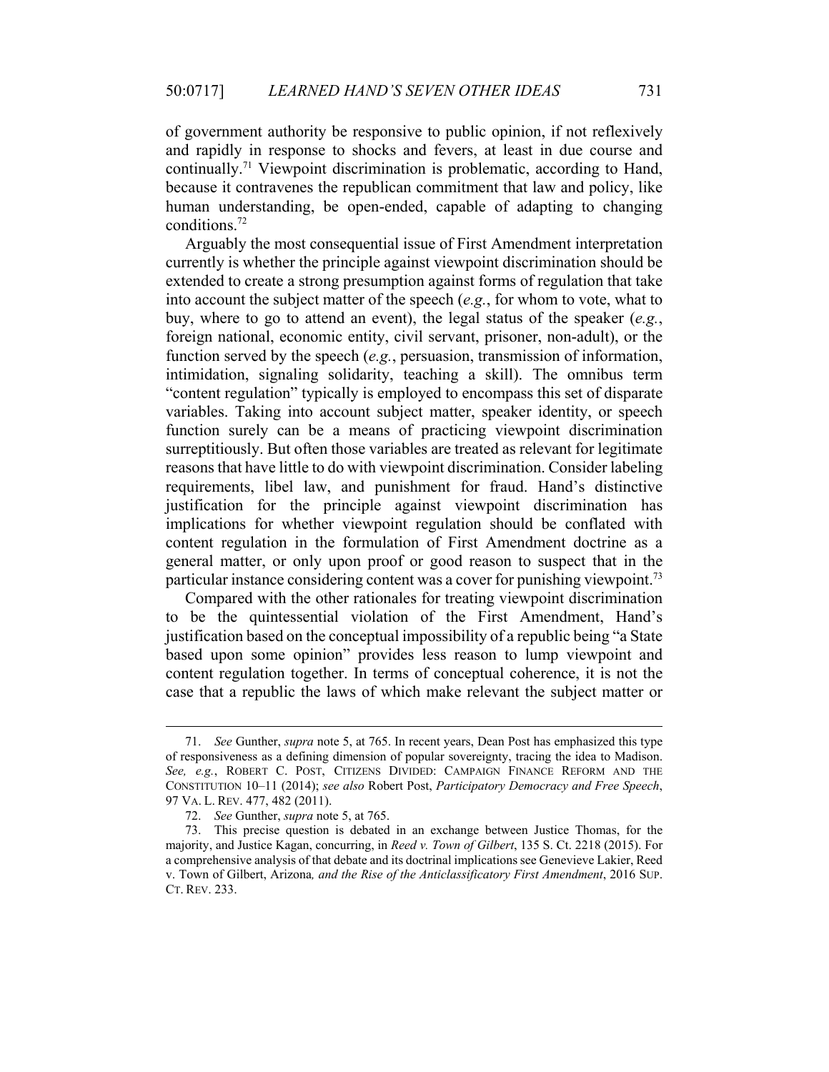of government authority be responsive to public opinion, if not reflexively and rapidly in response to shocks and fevers, at least in due course and continually.[71] Viewpoint discrimination is problematic, according to Hand, because it contravenes the republican commitment that law and policy, like human understanding, be open-ended, capable of adapting to changing conditions.[72]

Arguably the most consequential issue of First Amendment interpretation currently is whether the principle against viewpoint discrimination should be extended to create a strong presumption against forms of regulation that take into account the subject matter of the speech (*e.g.*, for whom to vote, what to buy, where to go to attend an event), the legal status of the speaker (*e.g.*, foreign national, economic entity, civil servant, prisoner, non-adult), or the function served by the speech (*e.g.*, persuasion, transmission of information, intimidation, signaling solidarity, teaching a skill). The omnibus term "content regulation" typically is employed to encompass this set of disparate variables. Taking into account subject matter, speaker identity, or speech function surely can be a means of practicing viewpoint discrimination surreptitiously. But often those variables are treated as relevant for legitimate reasons that have little to do with viewpoint discrimination. Consider labeling requirements, libel law, and punishment for fraud. Hand's distinctive justification for the principle against viewpoint discrimination has implications for whether viewpoint regulation should be conflated with content regulation in the formulation of First Amendment doctrine as a general matter, or only upon proof or good reason to suspect that in the particular instance considering content was a cover for punishing viewpoint.[73]

Compared with the other rationales for treating viewpoint discrimination to be the quintessential violation of the First Amendment, Hand's justification based on the conceptual impossibility of a republic being "a State based upon some opinion" provides less reason to lump viewpoint and content regulation together. In terms of conceptual coherence, it is not the case that a republic the laws of which make relevant the subject matter or

---

71. *See* Gunther, *supra* note 5, at 765. In recent years, Dean Post has emphasized this type of responsiveness as a defining dimension of popular sovereignty, tracing the idea to Madison. *See, e.g.*, ROBERT C. POST, CITIZENS DIVIDED: CAMPAIGN FINANCE REFORM AND THE CONSTITUTION 10–11 (2014); *see also* Robert Post, *Participatory Democracy and Free Speech*, 97 VA. L. REV. 477, 482 (2011).

72. *See* Gunther, *supra* note 5, at 765.

73. This precise question is debated in an exchange between Justice Thomas, for the majority, and Justice Kagan, concurring, in *Reed v. Town of Gilbert*, 135 S. Ct. 2218 (2015). For a comprehensive analysis of that debate and its doctrinal implications see Genevieve Lakier, Reed v. Town of Gilbert, Arizona*, and the Rise of the Anticlassificatory First Amendment*, 2016 SUP. CT. REV. 233.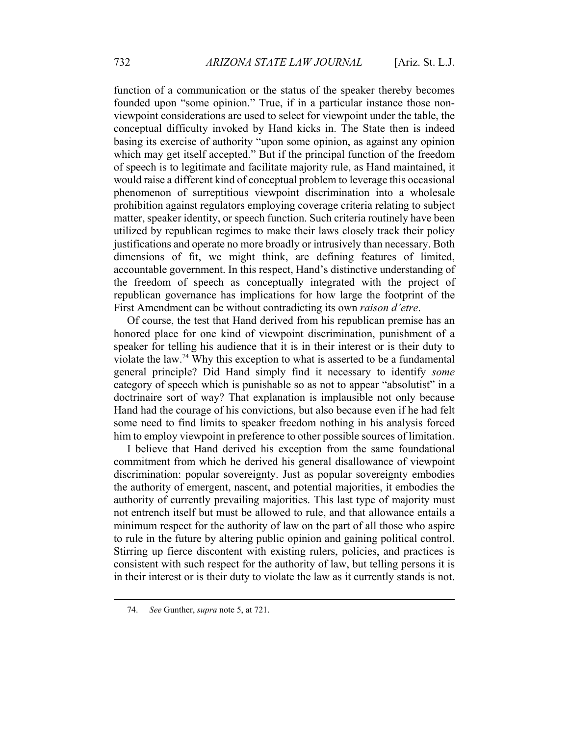function of a communication or the status of the speaker thereby becomes founded upon "some opinion." True, if in a particular instance those non-viewpoint considerations are used to select for viewpoint under the table, the conceptual difficulty invoked by Hand kicks in. The State then is indeed basing its exercise of authority "upon some opinion, as against any opinion which may get itself accepted." But if the principal function of the freedom of speech is to legitimate and facilitate majority rule, as Hand maintained, it would raise a different kind of conceptual problem to leverage this occasional phenomenon of surreptitious viewpoint discrimination into a wholesale prohibition against regulators employing coverage criteria relating to subject matter, speaker identity, or speech function. Such criteria routinely have been utilized by republican regimes to make their laws closely track their policy justifications and operate no more broadly or intrusively than necessary. Both dimensions of fit, we might think, are defining features of limited, accountable government. In this respect, Hand's distinctive understanding of the freedom of speech as conceptually integrated with the project of republican governance has implications for how large the footprint of the First Amendment can be without contradicting its own *raison d'etre*.

Of course, the test that Hand derived from his republican premise has an honored place for one kind of viewpoint discrimination, punishment of a speaker for telling his audience that it is in their interest or is their duty to violate the law.[74] Why this exception to what is asserted to be a fundamental general principle? Did Hand simply find it necessary to identify *some* category of speech which is punishable so as not to appear "absolutist" in a doctrinaire sort of way? That explanation is implausible not only because Hand had the courage of his convictions, but also because even if he had felt some need to find limits to speaker freedom nothing in his analysis forced him to employ viewpoint in preference to other possible sources of limitation.

I believe that Hand derived his exception from the same foundational commitment from which he derived his general disallowance of viewpoint discrimination: popular sovereignty. Just as popular sovereignty embodies the authority of emergent, nascent, and potential majorities, it embodies the authority of currently prevailing majorities. This last type of majority must not entrench itself but must be allowed to rule, and that allowance entails a minimum respect for the authority of law on the part of all those who aspire to rule in the future by altering public opinion and gaining political control. Stirring up fierce discontent with existing rulers, policies, and practices is consistent with such respect for the authority of law, but telling persons it is in their interest or is their duty to violate the law as it currently stands is not.

---

74. *See* Gunther, *supra* note 5, at 721.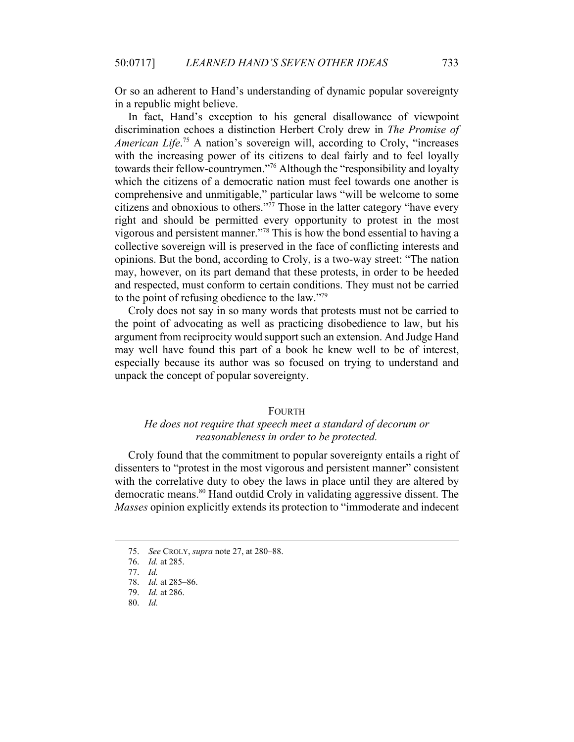Or so an adherent to Hand's understanding of dynamic popular sovereignty in a republic might believe.

In fact, Hand's exception to his general disallowance of viewpoint discrimination echoes a distinction Herbert Croly drew in *The Promise of American Life*.[75] A nation's sovereign will, according to Croly, "increases with the increasing power of its citizens to deal fairly and to feel loyally towards their fellow-countrymen."[76] Although the "responsibility and loyalty which the citizens of a democratic nation must feel towards one another is comprehensive and unmitigable," particular laws "will be welcome to some citizens and obnoxious to others."[77] Those in the latter category "have every right and should be permitted every opportunity to protest in the most vigorous and persistent manner."[78] This is how the bond essential to having a collective sovereign will is preserved in the face of conflicting interests and opinions. But the bond, according to Croly, is a two-way street: "The nation may, however, on its part demand that these protests, in order to be heeded and respected, must conform to certain conditions. They must not be carried to the point of refusing obedience to the law."[79]

Croly does not say in so many words that protests must not be carried to the point of advocating as well as practicing disobedience to law, but his argument from reciprocity would support such an extension. And Judge Hand may well have found this part of a book he knew well to be of interest, especially because its author was so focused on trying to understand and unpack the concept of popular sovereignty.

## FOURTH

### *He does not require that speech meet a standard of decorum or reasonableness in order to be protected.*

Croly found that the commitment to popular sovereignty entails a right of dissenters to "protest in the most vigorous and persistent manner" consistent with the correlative duty to obey the laws in place until they are altered by democratic means.[80] Hand outdid Croly in validating aggressive dissent. The *Masses* opinion explicitly extends its protection to "immoderate and indecent

---

75. *See* CROLY, *supra* note 27, at 280–88.

76. *Id.* at 285.

77. *Id.*

78. *Id.* at 285–86.

79. *Id.* at 286.

80. *Id.*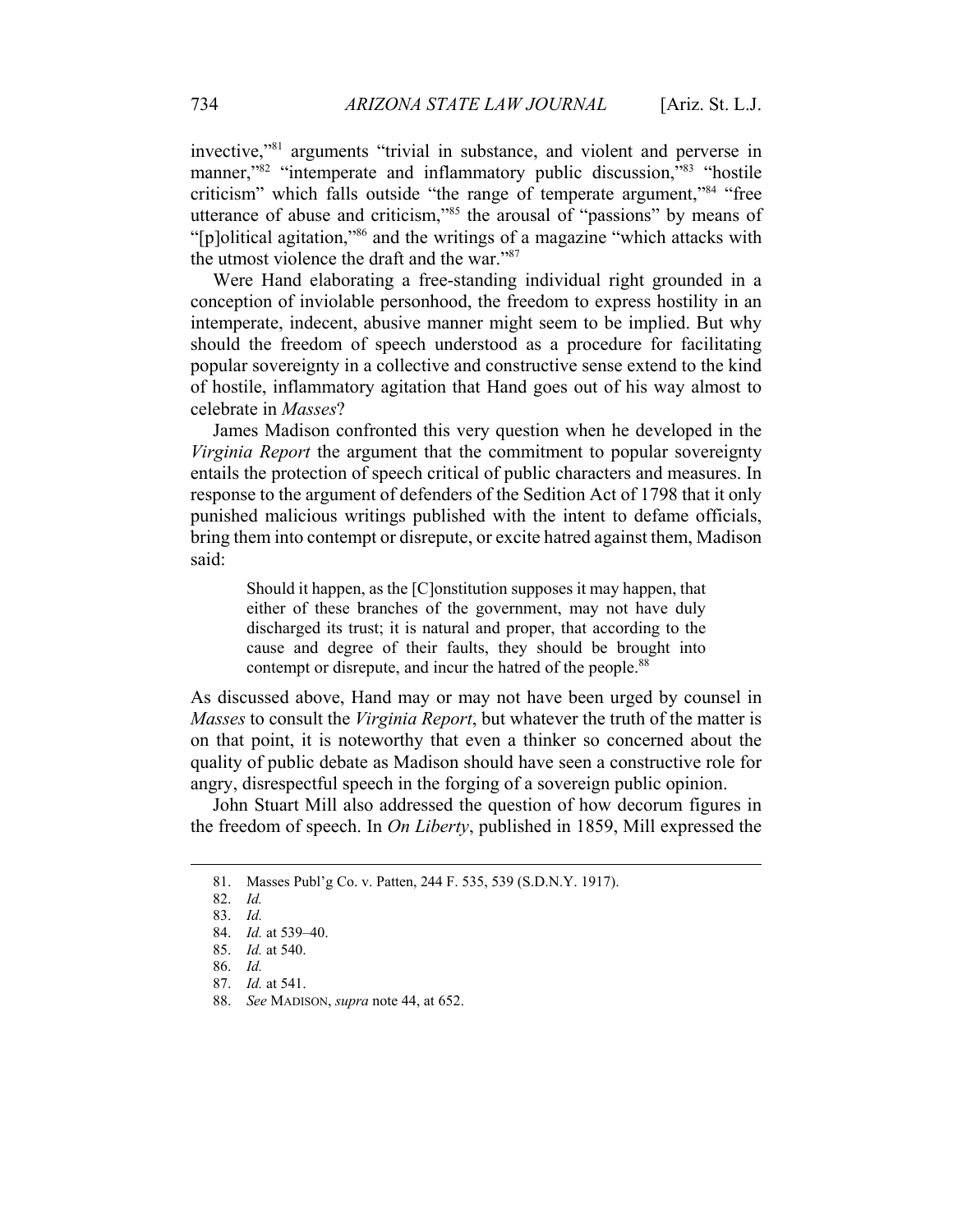invective,"[81] arguments "trivial in substance, and violent and perverse in manner,"[82] "intemperate and inflammatory public discussion,"[83] "hostile criticism" which falls outside "the range of temperate argument,"[84] "free utterance of abuse and criticism,"[85] the arousal of "passions" by means of "[p]olitical agitation,"[86] and the writings of a magazine "which attacks with the utmost violence the draft and the war."[87]

Were Hand elaborating a free-standing individual right grounded in a conception of inviolable personhood, the freedom to express hostility in an intemperate, indecent, abusive manner might seem to be implied. But why should the freedom of speech understood as a procedure for facilitating popular sovereignty in a collective and constructive sense extend to the kind of hostile, inflammatory agitation that Hand goes out of his way almost to celebrate in *Masses*?

James Madison confronted this very question when he developed in the *Virginia Report* the argument that the commitment to popular sovereignty entails the protection of speech critical of public characters and measures. In response to the argument of defenders of the Sedition Act of 1798 that it only punished malicious writings published with the intent to defame officials, bring them into contempt or disrepute, or excite hatred against them, Madison said:

> Should it happen, as the [C]onstitution supposes it may happen, that either of these branches of the government, may not have duly discharged its trust; it is natural and proper, that according to the cause and degree of their faults, they should be brought into contempt or disrepute, and incur the hatred of the people.[88]

As discussed above, Hand may or may not have been urged by counsel in *Masses* to consult the *Virginia Report*, but whatever the truth of the matter is on that point, it is noteworthy that even a thinker so concerned about the quality of public debate as Madison should have seen a constructive role for angry, disrespectful speech in the forging of a sovereign public opinion.

John Stuart Mill also addressed the question of how decorum figures in the freedom of speech. In *On Liberty*, published in 1859, Mill expressed the

---

81. Masses Publ'g Co. v. Patten, 244 F. 535, 539 (S.D.N.Y. 1917).
82. *Id.*
83. *Id.*
84. *Id.* at 539–40.
85. *Id.* at 540.
86. *Id.*
87. *Id.* at 541.
88. *See* MADISON, *supra* note 44, at 652.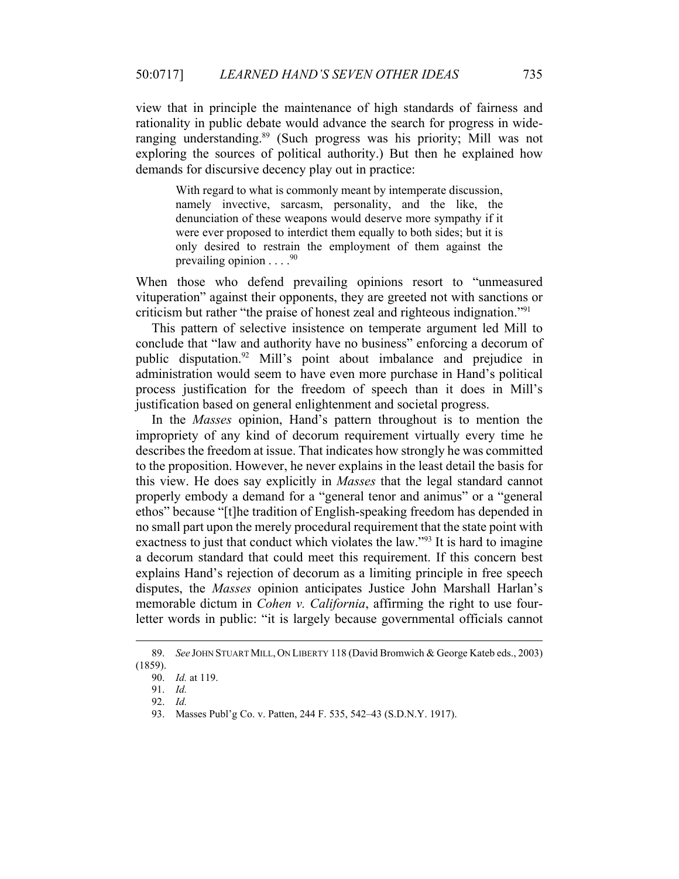view that in principle the maintenance of high standards of fairness and rationality in public debate would advance the search for progress in wide-ranging understanding.[89] (Such progress was his priority; Mill was not exploring the sources of political authority.) But then he explained how demands for discursive decency play out in practice:

> With regard to what is commonly meant by intemperate discussion, namely invective, sarcasm, personality, and the like, the denunciation of these weapons would deserve more sympathy if it were ever proposed to interdict them equally to both sides; but it is only desired to restrain the employment of them against the prevailing opinion . . . .[90]

When those who defend prevailing opinions resort to "unmeasured vituperation" against their opponents, they are greeted not with sanctions or criticism but rather "the praise of honest zeal and righteous indignation."[91]

This pattern of selective insistence on temperate argument led Mill to conclude that "law and authority have no business" enforcing a decorum of public disputation.[92] Mill's point about imbalance and prejudice in administration would seem to have even more purchase in Hand's political process justification for the freedom of speech than it does in Mill's justification based on general enlightenment and societal progress.

In the *Masses* opinion, Hand's pattern throughout is to mention the impropriety of any kind of decorum requirement virtually every time he describes the freedom at issue. That indicates how strongly he was committed to the proposition. However, he never explains in the least detail the basis for this view. He does say explicitly in *Masses* that the legal standard cannot properly embody a demand for a "general tenor and animus" or a "general ethos" because "[t]he tradition of English-speaking freedom has depended in no small part upon the merely procedural requirement that the state point with exactness to just that conduct which violates the law."[93] It is hard to imagine a decorum standard that could meet this requirement. If this concern best explains Hand's rejection of decorum as a limiting principle in free speech disputes, the *Masses* opinion anticipates Justice John Marshall Harlan's memorable dictum in *Cohen v. California*, affirming the right to use four-letter words in public: "it is largely because governmental officials cannot

---

89. *See* JOHN STUART MILL, ON LIBERTY 118 (David Bromwich & George Kateb eds., 2003) (1859).

90. *Id.* at 119.

91. *Id.*

92. *Id.*

93. Masses Publ'g Co. v. Patten, 244 F. 535, 542–43 (S.D.N.Y. 1917).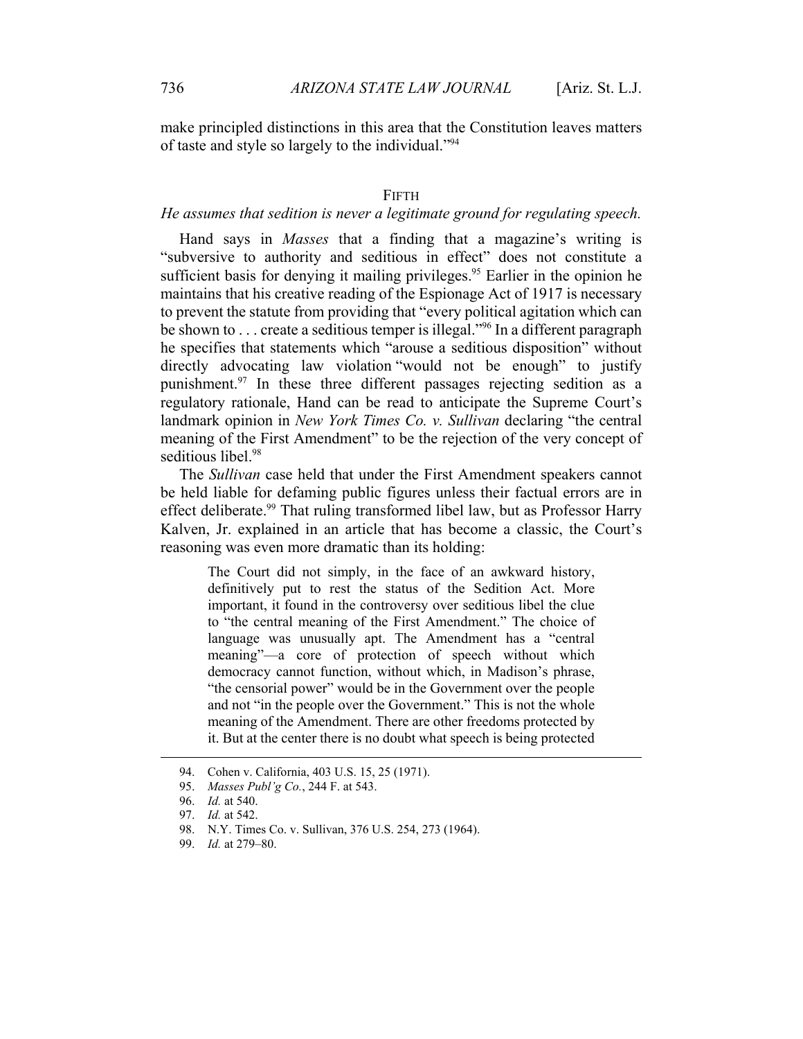make principled distinctions in this area that the Constitution leaves matters of taste and style so largely to the individual."[94]

### FIFTH

*He assumes that sedition is never a legitimate ground for regulating speech.*

Hand says in *Masses* that a finding that a magazine's writing is "subversive to authority and seditious in effect" does not constitute a sufficient basis for denying it mailing privileges.[95] Earlier in the opinion he maintains that his creative reading of the Espionage Act of 1917 is necessary to prevent the statute from providing that "every political agitation which can be shown to . . . create a seditious temper is illegal."[96] In a different paragraph he specifies that statements which "arouse a seditious disposition" without directly advocating law violation "would not be enough" to justify punishment.[97] In these three different passages rejecting sedition as a regulatory rationale, Hand can be read to anticipate the Supreme Court's landmark opinion in *New York Times Co. v. Sullivan* declaring "the central meaning of the First Amendment" to be the rejection of the very concept of seditious libel.[98]

The *Sullivan* case held that under the First Amendment speakers cannot be held liable for defaming public figures unless their factual errors are in effect deliberate.[99] That ruling transformed libel law, but as Professor Harry Kalven, Jr. explained in an article that has become a classic, the Court's reasoning was even more dramatic than its holding:

> The Court did not simply, in the face of an awkward history, definitively put to rest the status of the Sedition Act. More important, it found in the controversy over seditious libel the clue to "the central meaning of the First Amendment." The choice of language was unusually apt. The Amendment has a "central meaning"—a core of protection of speech without which democracy cannot function, without which, in Madison's phrase, "the censorial power" would be in the Government over the people and not "in the people over the Government." This is not the whole meaning of the Amendment. There are other freedoms protected by it. But at the center there is no doubt what speech is being protected

---

94. Cohen v. California, 403 U.S. 15, 25 (1971).
95. *Masses Publ'g Co.*, 244 F. at 543.
96. *Id.* at 540.
97. *Id.* at 542.
98. N.Y. Times Co. v. Sullivan, 376 U.S. 254, 273 (1964).
99. *Id.* at 279–80.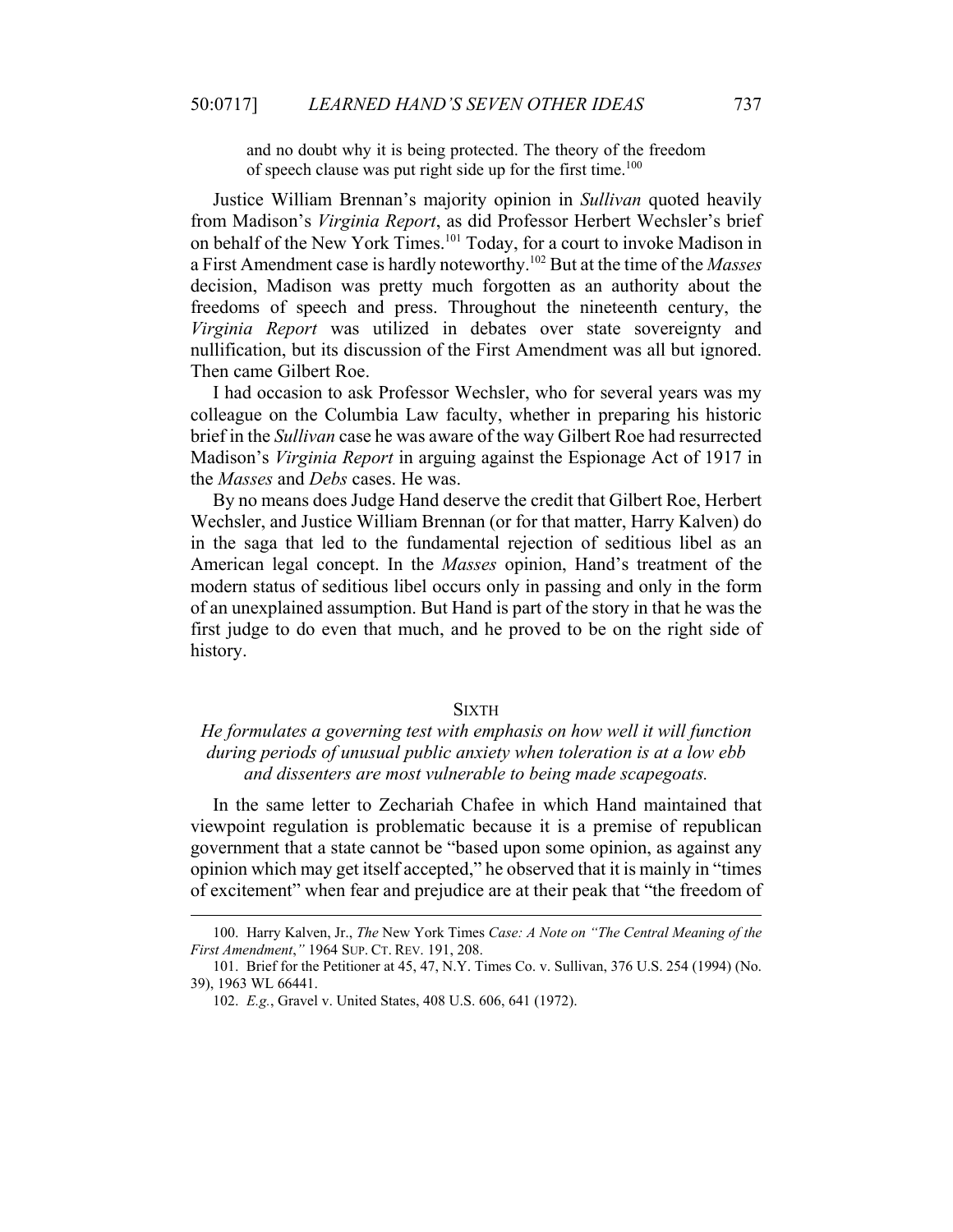> and no doubt why it is being protected. The theory of the freedom of speech clause was put right side up for the first time.[100]

Justice William Brennan's majority opinion in *Sullivan* quoted heavily from Madison's *Virginia Report*, as did Professor Herbert Wechsler's brief on behalf of the New York Times.[101] Today, for a court to invoke Madison in a First Amendment case is hardly noteworthy.[102] But at the time of the *Masses* decision, Madison was pretty much forgotten as an authority about the freedoms of speech and press. Throughout the nineteenth century, the *Virginia Report* was utilized in debates over state sovereignty and nullification, but its discussion of the First Amendment was all but ignored. Then came Gilbert Roe.

I had occasion to ask Professor Wechsler, who for several years was my colleague on the Columbia Law faculty, whether in preparing his historic brief in the *Sullivan* case he was aware of the way Gilbert Roe had resurrected Madison's *Virginia Report* in arguing against the Espionage Act of 1917 in the *Masses* and *Debs* cases. He was.

By no means does Judge Hand deserve the credit that Gilbert Roe, Herbert Wechsler, and Justice William Brennan (or for that matter, Harry Kalven) do in the saga that led to the fundamental rejection of seditious libel as an American legal concept. In the *Masses* opinion, Hand's treatment of the modern status of seditious libel occurs only in passing and only in the form of an unexplained assumption. But Hand is part of the story in that he was the first judge to do even that much, and he proved to be on the right side of history.

## SIXTH

### *He formulates a governing test with emphasis on how well it will function during periods of unusual public anxiety when toleration is at a low ebb and dissenters are most vulnerable to being made scapegoats.*

In the same letter to Zechariah Chafee in which Hand maintained that viewpoint regulation is problematic because it is a premise of republican government that a state cannot be "based upon some opinion, as against any opinion which may get itself accepted," he observed that it is mainly in "times of excitement" when fear and prejudice are at their peak that "the freedom of

---

100. Harry Kalven, Jr., *The* New York Times *Case: A Note on "The Central Meaning of the First Amendment*,*"* 1964 SUP. CT. REV. 191, 208.

101. Brief for the Petitioner at 45, 47, N.Y. Times Co. v. Sullivan, 376 U.S. 254 (1994) (No. 39), 1963 WL 66441.

102. *E.g.*, Gravel v. United States, 408 U.S. 606, 641 (1972).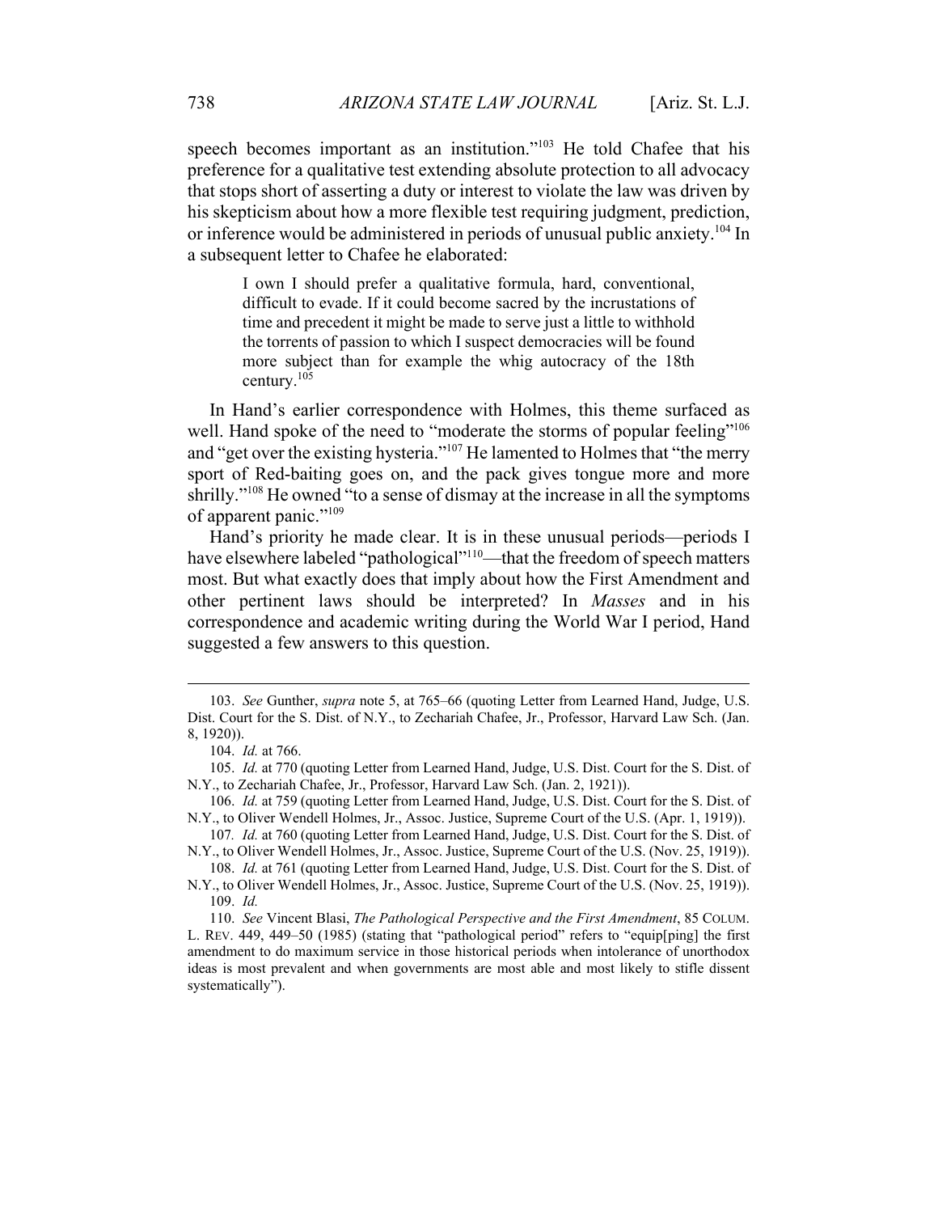speech becomes important as an institution."[103] He told Chafee that his preference for a qualitative test extending absolute protection to all advocacy that stops short of asserting a duty or interest to violate the law was driven by his skepticism about how a more flexible test requiring judgment, prediction, or inference would be administered in periods of unusual public anxiety.[104] In a subsequent letter to Chafee he elaborated:

> I own I should prefer a qualitative formula, hard, conventional, difficult to evade. If it could become sacred by the incrustations of time and precedent it might be made to serve just a little to withhold the torrents of passion to which I suspect democracies will be found more subject than for example the whig autocracy of the 18th century.[105]

In Hand's earlier correspondence with Holmes, this theme surfaced as well. Hand spoke of the need to "moderate the storms of popular feeling"[106] and "get over the existing hysteria."[107] He lamented to Holmes that "the merry sport of Red-baiting goes on, and the pack gives tongue more and more shrilly."[108] He owned "to a sense of dismay at the increase in all the symptoms of apparent panic."[109]

Hand's priority he made clear. It is in these unusual periods—periods I have elsewhere labeled "pathological"[110]—that the freedom of speech matters most. But what exactly does that imply about how the First Amendment and other pertinent laws should be interpreted? In *Masses* and in his correspondence and academic writing during the World War I period, Hand suggested a few answers to this question.

---

103. *See* Gunther, *supra* note 5, at 765–66 (quoting Letter from Learned Hand, Judge, U.S. Dist. Court for the S. Dist. of N.Y., to Zechariah Chafee, Jr., Professor, Harvard Law Sch. (Jan. 8, 1920)).

104. *Id.* at 766.

105. *Id.* at 770 (quoting Letter from Learned Hand, Judge, U.S. Dist. Court for the S. Dist. of N.Y., to Zechariah Chafee, Jr., Professor, Harvard Law Sch. (Jan. 2, 1921)).

106. *Id.* at 759 (quoting Letter from Learned Hand, Judge, U.S. Dist. Court for the S. Dist. of N.Y., to Oliver Wendell Holmes, Jr., Assoc. Justice, Supreme Court of the U.S. (Apr. 1, 1919)).

107. *Id.* at 760 (quoting Letter from Learned Hand, Judge, U.S. Dist. Court for the S. Dist. of N.Y., to Oliver Wendell Holmes, Jr., Assoc. Justice, Supreme Court of the U.S. (Nov. 25, 1919)).

108. *Id.* at 761 (quoting Letter from Learned Hand, Judge, U.S. Dist. Court for the S. Dist. of N.Y., to Oliver Wendell Holmes, Jr., Assoc. Justice, Supreme Court of the U.S. (Nov. 25, 1919)).

109. *Id.*

110. *See* Vincent Blasi, *The Pathological Perspective and the First Amendment*, 85 COLUM. L. REV. 449, 449–50 (1985) (stating that "pathological period" refers to "equip[ping] the first amendment to do maximum service in those historical periods when intolerance of unorthodox ideas is most prevalent and when governments are most able and most likely to stifle dissent systematically").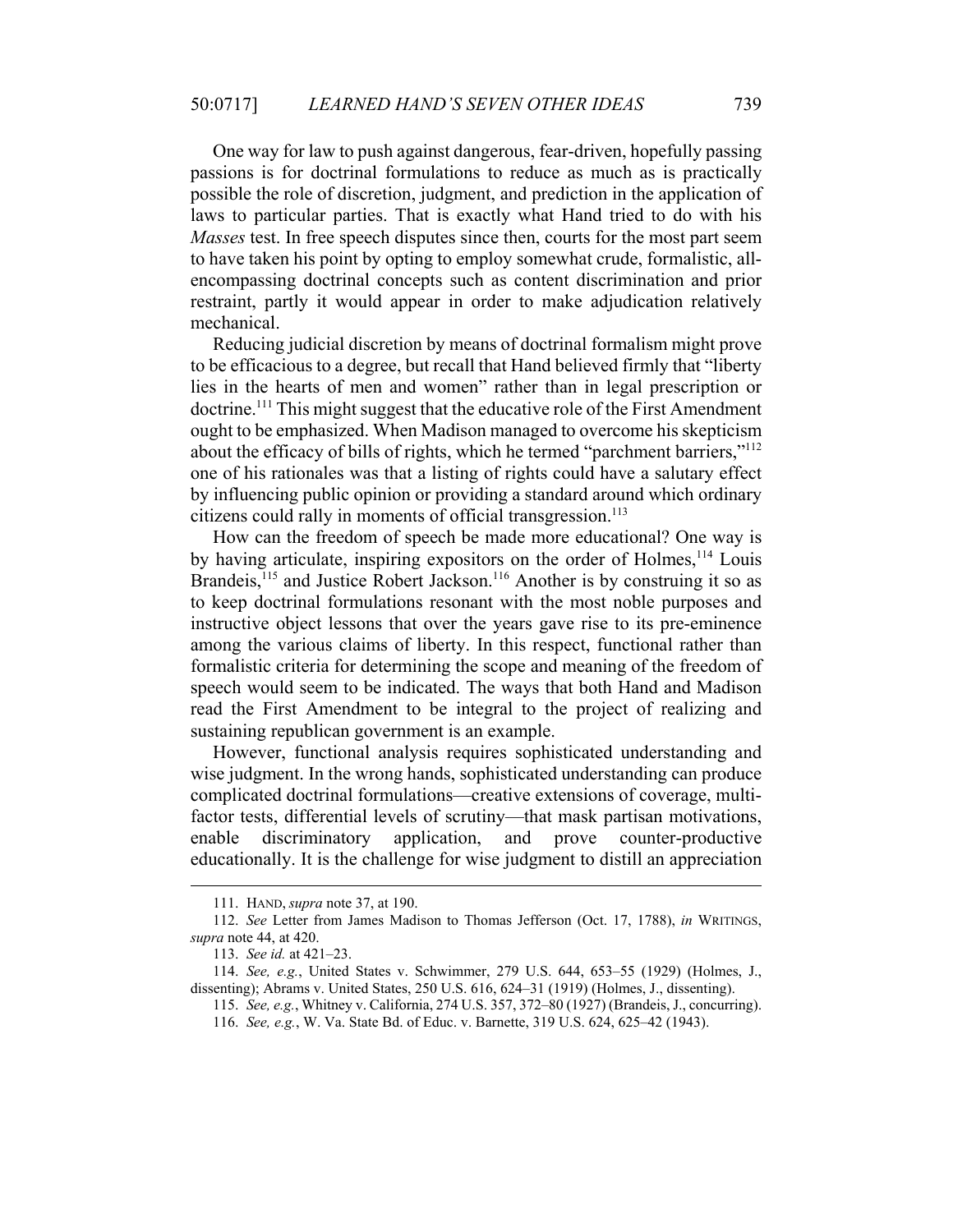One way for law to push against dangerous, fear-driven, hopefully passing passions is for doctrinal formulations to reduce as much as is practically possible the role of discretion, judgment, and prediction in the application of laws to particular parties. That is exactly what Hand tried to do with his *Masses* test. In free speech disputes since then, courts for the most part seem to have taken his point by opting to employ somewhat crude, formalistic, all-encompassing doctrinal concepts such as content discrimination and prior restraint, partly it would appear in order to make adjudication relatively mechanical.

Reducing judicial discretion by means of doctrinal formalism might prove to be efficacious to a degree, but recall that Hand believed firmly that "liberty lies in the hearts of men and women" rather than in legal prescription or doctrine.[111] This might suggest that the educative role of the First Amendment ought to be emphasized. When Madison managed to overcome his skepticism about the efficacy of bills of rights, which he termed "parchment barriers,"[112] one of his rationales was that a listing of rights could have a salutary effect by influencing public opinion or providing a standard around which ordinary citizens could rally in moments of official transgression.[113]

How can the freedom of speech be made more educational? One way is by having articulate, inspiring expositors on the order of Holmes,[114] Louis Brandeis,[115] and Justice Robert Jackson.[116] Another is by construing it so as to keep doctrinal formulations resonant with the most noble purposes and instructive object lessons that over the years gave rise to its pre-eminence among the various claims of liberty. In this respect, functional rather than formalistic criteria for determining the scope and meaning of the freedom of speech would seem to be indicated. The ways that both Hand and Madison read the First Amendment to be integral to the project of realizing and sustaining republican government is an example.

However, functional analysis requires sophisticated understanding and wise judgment. In the wrong hands, sophisticated understanding can produce complicated doctrinal formulations—creative extensions of coverage, multi-factor tests, differential levels of scrutiny—that mask partisan motivations, enable discriminatory application, and prove counter-productive educationally. It is the challenge for wise judgment to distill an appreciation

---

111. HAND, *supra* note 37, at 190.

112. *See* Letter from James Madison to Thomas Jefferson (Oct. 17, 1788), *in* WRITINGS, *supra* note 44, at 420.

113. *See id.* at 421–23.

114. *See, e.g.*, United States v. Schwimmer, 279 U.S. 644, 653–55 (1929) (Holmes, J., dissenting); Abrams v. United States, 250 U.S. 616, 624–31 (1919) (Holmes, J., dissenting).

115. *See, e.g.*, Whitney v. California, 274 U.S. 357, 372–80 (1927) (Brandeis, J., concurring).

116. *See, e.g.*, W. Va. State Bd. of Educ. v. Barnette, 319 U.S. 624, 625–42 (1943).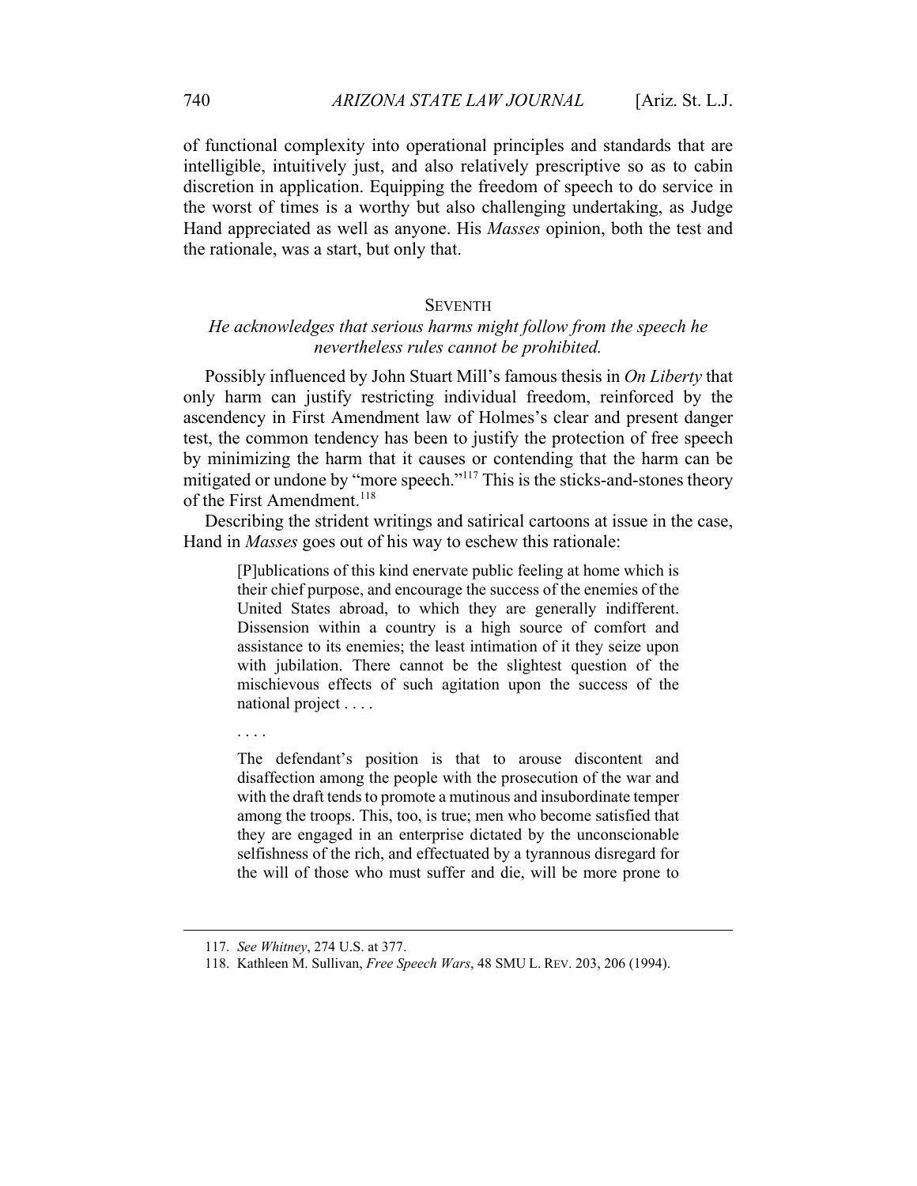of functional complexity into operational principles and standards that are intelligible, intuitively just, and also relatively prescriptive so as to cabin discretion in application. Equipping the freedom of speech to do service in the worst of times is a worthy but also challenging undertaking, as Judge Hand appreciated as well as anyone. His *Masses* opinion, both the test and the rationale, was a start, but only that.

## SEVENTH

*He acknowledges that serious harms might follow from the speech he nevertheless rules cannot be prohibited.*

Possibly influenced by John Stuart Mill's famous thesis in *On Liberty* that only harm can justify restricting individual freedom, reinforced by the ascendency in First Amendment law of Holmes's clear and present danger test, the common tendency has been to justify the protection of free speech by minimizing the harm that it causes or contending that the harm can be mitigated or undone by "more speech."[117] This is the sticks-and-stones theory of the First Amendment.[118]

Describing the strident writings and satirical cartoons at issue in the case, Hand in *Masses* goes out of his way to eschew this rationale:

> [P]ublications of this kind enervate public feeling at home which is their chief purpose, and encourage the success of the enemies of the United States abroad, to which they are generally indifferent. Dissension within a country is a high source of comfort and assistance to its enemies; the least intimation of it they seize upon with jubilation. There cannot be the slightest question of the mischievous effects of such agitation upon the success of the national project . . . .
>
> . . . .
>
> The defendant's position is that to arouse discontent and disaffection among the people with the prosecution of the war and with the draft tends to promote a mutinous and insubordinate temper among the troops. This, too, is true; men who become satisfied that they are engaged in an enterprise dictated by the unconscionable selfishness of the rich, and effectuated by a tyrannous disregard for the will of those who must suffer and die, will be more prone to

117. *See Whitney*, 274 U.S. at 377.

118. Kathleen M. Sullivan, *Free Speech Wars*, 48 SMU L. REV. 203, 206 (1994).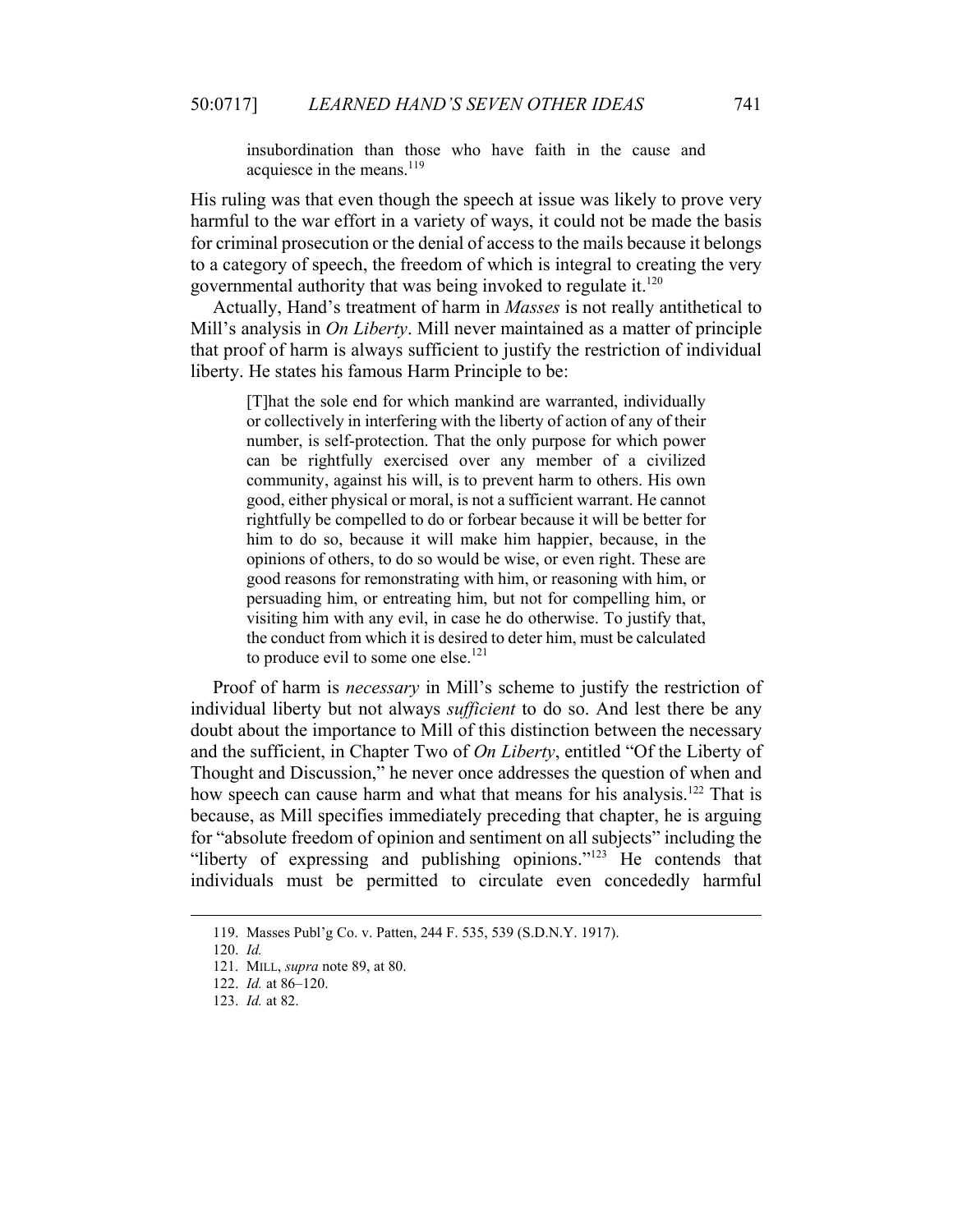> insubordination than those who have faith in the cause and acquiesce in the means.[119]

His ruling was that even though the speech at issue was likely to prove very harmful to the war effort in a variety of ways, it could not be made the basis for criminal prosecution or the denial of access to the mails because it belongs to a category of speech, the freedom of which is integral to creating the very governmental authority that was being invoked to regulate it.[120]

Actually, Hand's treatment of harm in *Masses* is not really antithetical to Mill's analysis in *On Liberty*. Mill never maintained as a matter of principle that proof of harm is always sufficient to justify the restriction of individual liberty. He states his famous Harm Principle to be:

> [T]hat the sole end for which mankind are warranted, individually or collectively in interfering with the liberty of action of any of their number, is self-protection. That the only purpose for which power can be rightfully exercised over any member of a civilized community, against his will, is to prevent harm to others. His own good, either physical or moral, is not a sufficient warrant. He cannot rightfully be compelled to do or forbear because it will be better for him to do so, because it will make him happier, because, in the opinions of others, to do so would be wise, or even right. These are good reasons for remonstrating with him, or reasoning with him, or persuading him, or entreating him, but not for compelling him, or visiting him with any evil, in case he do otherwise. To justify that, the conduct from which it is desired to deter him, must be calculated to produce evil to some one else.[121]

Proof of harm is *necessary* in Mill's scheme to justify the restriction of individual liberty but not always *sufficient* to do so. And lest there be any doubt about the importance to Mill of this distinction between the necessary and the sufficient, in Chapter Two of *On Liberty*, entitled "Of the Liberty of Thought and Discussion," he never once addresses the question of when and how speech can cause harm and what that means for his analysis.[122] That is because, as Mill specifies immediately preceding that chapter, he is arguing for "absolute freedom of opinion and sentiment on all subjects" including the "liberty of expressing and publishing opinions."[123] He contends that individuals must be permitted to circulate even concededly harmful

---

119. Masses Publ'g Co. v. Patten, 244 F. 535, 539 (S.D.N.Y. 1917).

120. *Id.*

121. MILL, *supra* note 89, at 80.

122. *Id.* at 86–120.

123. *Id.* at 82.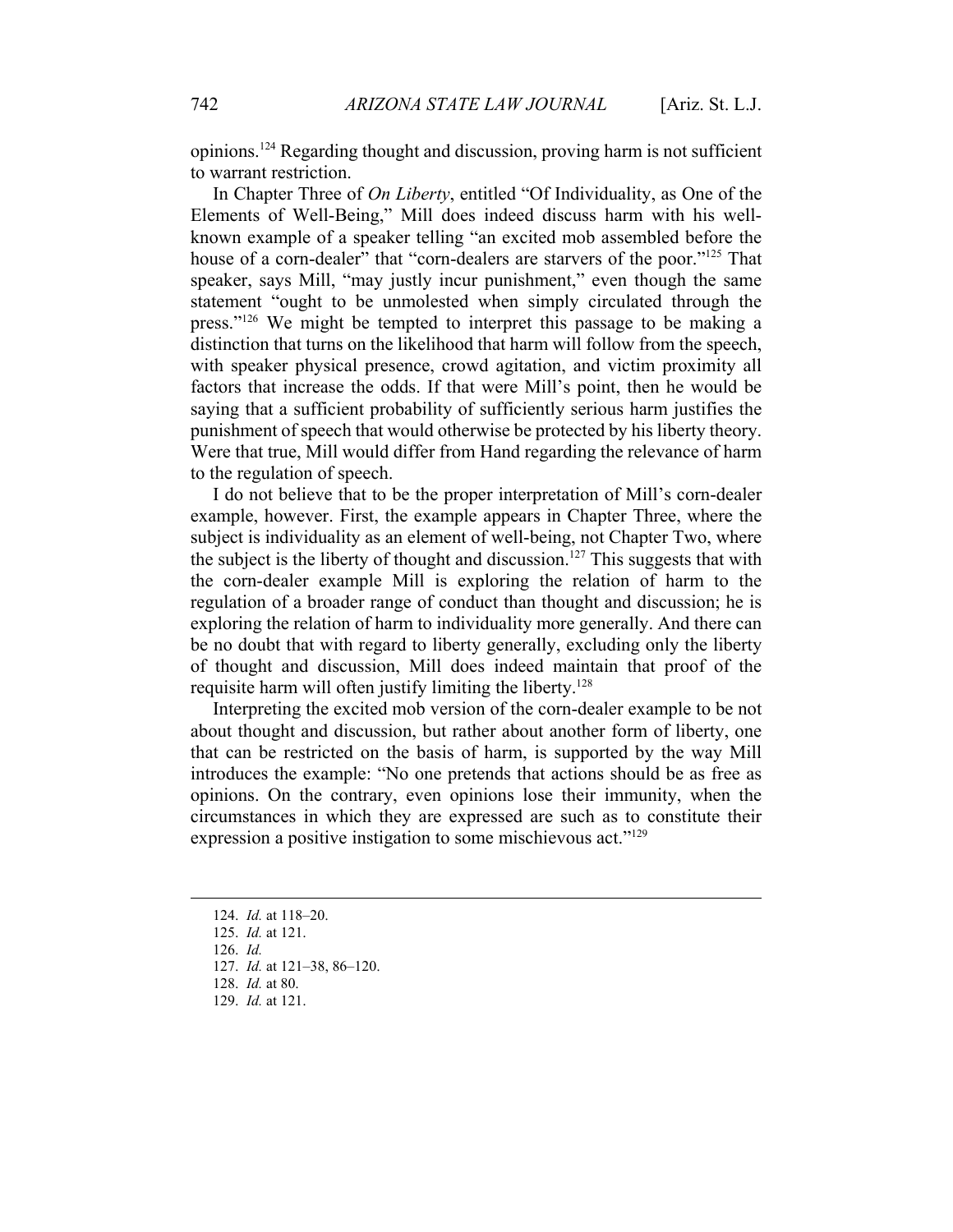opinions.[124] Regarding thought and discussion, proving harm is not sufficient to warrant restriction.

In Chapter Three of *On Liberty*, entitled "Of Individuality, as One of the Elements of Well-Being," Mill does indeed discuss harm with his well-known example of a speaker telling "an excited mob assembled before the house of a corn-dealer" that "corn-dealers are starvers of the poor."[125] That speaker, says Mill, "may justly incur punishment," even though the same statement "ought to be unmolested when simply circulated through the press."[126] We might be tempted to interpret this passage to be making a distinction that turns on the likelihood that harm will follow from the speech, with speaker physical presence, crowd agitation, and victim proximity all factors that increase the odds. If that were Mill's point, then he would be saying that a sufficient probability of sufficiently serious harm justifies the punishment of speech that would otherwise be protected by his liberty theory. Were that true, Mill would differ from Hand regarding the relevance of harm to the regulation of speech.

I do not believe that to be the proper interpretation of Mill's corn-dealer example, however. First, the example appears in Chapter Three, where the subject is individuality as an element of well-being, not Chapter Two, where the subject is the liberty of thought and discussion.[127] This suggests that with the corn-dealer example Mill is exploring the relation of harm to the regulation of a broader range of conduct than thought and discussion; he is exploring the relation of harm to individuality more generally. And there can be no doubt that with regard to liberty generally, excluding only the liberty of thought and discussion, Mill does indeed maintain that proof of the requisite harm will often justify limiting the liberty.[128]

Interpreting the excited mob version of the corn-dealer example to be not about thought and discussion, but rather about another form of liberty, one that can be restricted on the basis of harm, is supported by the way Mill introduces the example: "No one pretends that actions should be as free as opinions. On the contrary, even opinions lose their immunity, when the circumstances in which they are expressed are such as to constitute their expression a positive instigation to some mischievous act."[129]

---

124. *Id.* at 118–20.
125. *Id.* at 121.
126. *Id.*
127. *Id.* at 121–38, 86–120.
128. *Id.* at 80.
129. *Id.* at 121.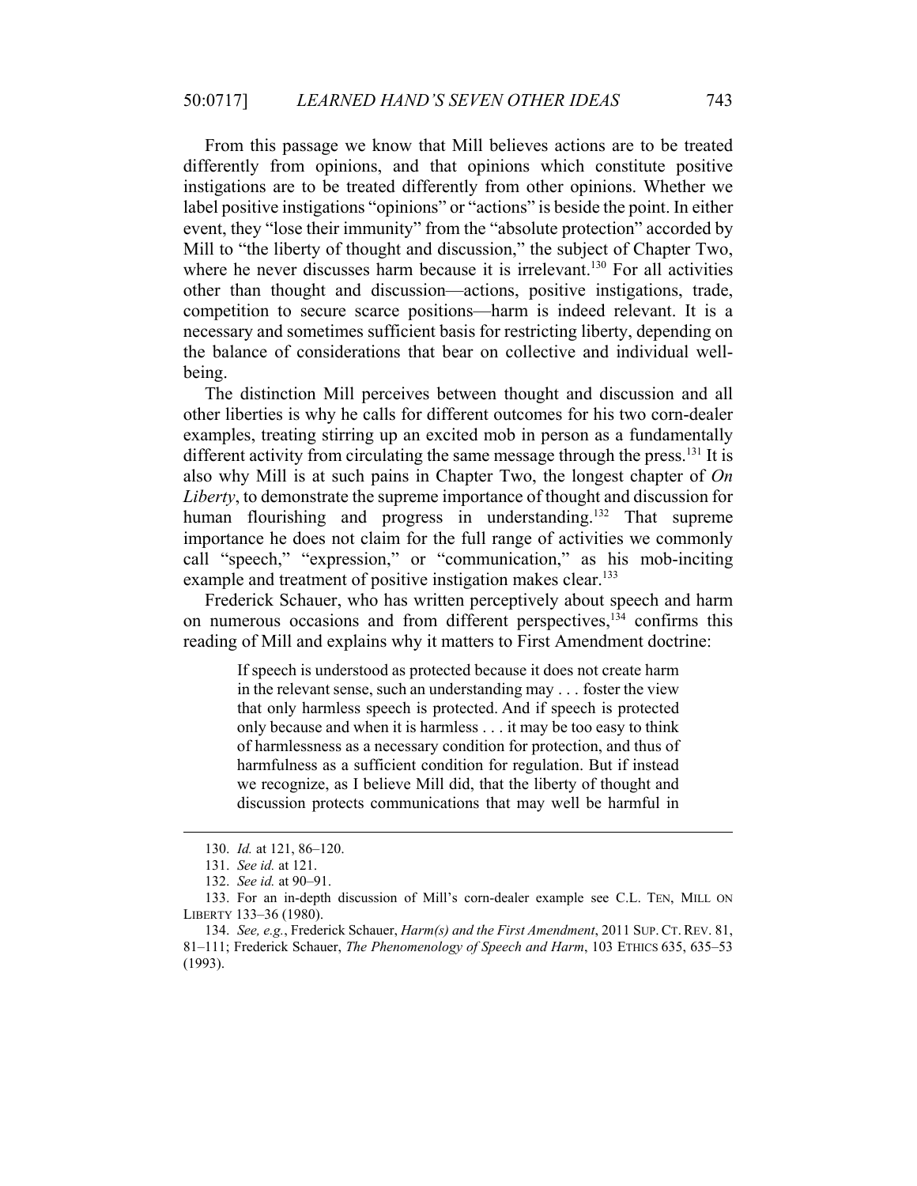From this passage we know that Mill believes actions are to be treated differently from opinions, and that opinions which constitute positive instigations are to be treated differently from other opinions. Whether we label positive instigations "opinions" or "actions" is beside the point. In either event, they "lose their immunity" from the "absolute protection" accorded by Mill to "the liberty of thought and discussion," the subject of Chapter Two, where he never discusses harm because it is irrelevant.[130] For all activities other than thought and discussion—actions, positive instigations, trade, competition to secure scarce positions—harm is indeed relevant. It is a necessary and sometimes sufficient basis for restricting liberty, depending on the balance of considerations that bear on collective and individual well-being.

The distinction Mill perceives between thought and discussion and all other liberties is why he calls for different outcomes for his two corn-dealer examples, treating stirring up an excited mob in person as a fundamentally different activity from circulating the same message through the press.[131] It is also why Mill is at such pains in Chapter Two, the longest chapter of *On Liberty*, to demonstrate the supreme importance of thought and discussion for human flourishing and progress in understanding.[132] That supreme importance he does not claim for the full range of activities we commonly call "speech," "expression," or "communication," as his mob-inciting example and treatment of positive instigation makes clear.[133]

Frederick Schauer, who has written perceptively about speech and harm on numerous occasions and from different perspectives,[134] confirms this reading of Mill and explains why it matters to First Amendment doctrine:

> If speech is understood as protected because it does not create harm in the relevant sense, such an understanding may . . . foster the view that only harmless speech is protected. And if speech is protected only because and when it is harmless . . . it may be too easy to think of harmlessness as a necessary condition for protection, and thus of harmfulness as a sufficient condition for regulation. But if instead we recognize, as I believe Mill did, that the liberty of thought and discussion protects communications that may well be harmful in

---

130. *Id.* at 121, 86–120.

131. *See id.* at 121.

132. *See id.* at 90–91.

133. For an in-depth discussion of Mill's corn-dealer example see C.L. TEN, MILL ON LIBERTY 133–36 (1980).

134. *See, e.g.*, Frederick Schauer, *Harm(s) and the First Amendment*, 2011 SUP. CT. REV. 81, 81–111; Frederick Schauer, *The Phenomenology of Speech and Harm*, 103 ETHICS 635, 635–53 (1993).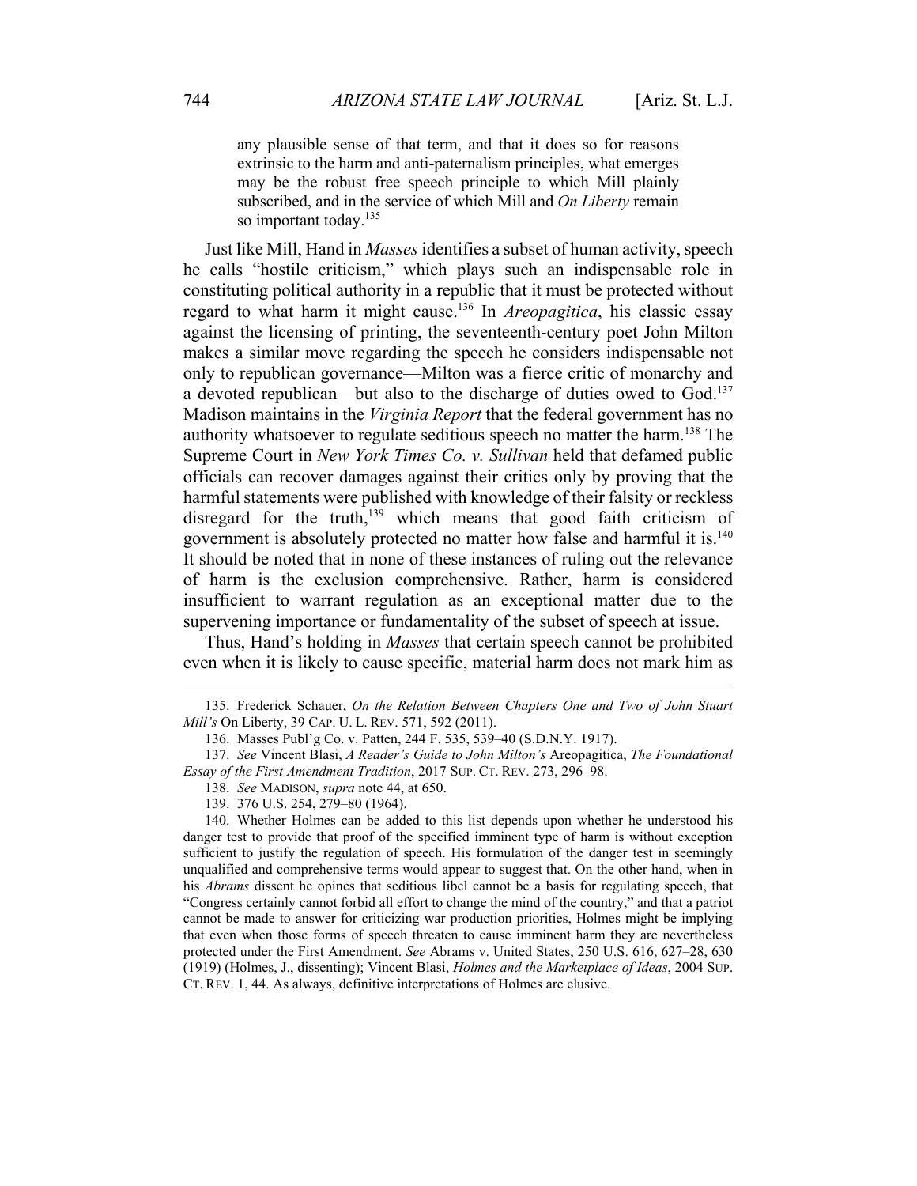> any plausible sense of that term, and that it does so for reasons extrinsic to the harm and anti-paternalism principles, what emerges may be the robust free speech principle to which Mill plainly subscribed, and in the service of which Mill and *On Liberty* remain so important today.[135]

Just like Mill, Hand in *Masses* identifies a subset of human activity, speech he calls "hostile criticism," which plays such an indispensable role in constituting political authority in a republic that it must be protected without regard to what harm it might cause.[136] In *Areopagitica*, his classic essay against the licensing of printing, the seventeenth-century poet John Milton makes a similar move regarding the speech he considers indispensable not only to republican governance—Milton was a fierce critic of monarchy and a devoted republican—but also to the discharge of duties owed to God.[137] Madison maintains in the *Virginia Report* that the federal government has no authority whatsoever to regulate seditious speech no matter the harm.[138] The Supreme Court in *New York Times Co. v. Sullivan* held that defamed public officials can recover damages against their critics only by proving that the harmful statements were published with knowledge of their falsity or reckless disregard for the truth,[139] which means that good faith criticism of government is absolutely protected no matter how false and harmful it is.[140] It should be noted that in none of these instances of ruling out the relevance of harm is the exclusion comprehensive. Rather, harm is considered insufficient to warrant regulation as an exceptional matter due to the supervening importance or fundamentality of the subset of speech at issue.

Thus, Hand's holding in *Masses* that certain speech cannot be prohibited even when it is likely to cause specific, material harm does not mark him as

---

135. Frederick Schauer, *On the Relation Between Chapters One and Two of John Stuart Mill's* On Liberty, 39 CAP. U. L. REV. 571, 592 (2011).

136. Masses Publ'g Co. v. Patten, 244 F. 535, 539–40 (S.D.N.Y. 1917).

137. *See* Vincent Blasi, *A Reader's Guide to John Milton's* Areopagitica, *The Foundational Essay of the First Amendment Tradition*, 2017 SUP. CT. REV. 273, 296–98.

138. *See* MADISON, *supra* note 44, at 650.

139. 376 U.S. 254, 279–80 (1964).

140. Whether Holmes can be added to this list depends upon whether he understood his danger test to provide that proof of the specified imminent type of harm is without exception sufficient to justify the regulation of speech. His formulation of the danger test in seemingly unqualified and comprehensive terms would appear to suggest that. On the other hand, when in his *Abrams* dissent he opines that seditious libel cannot be a basis for regulating speech, that "Congress certainly cannot forbid all effort to change the mind of the country," and that a patriot cannot be made to answer for criticizing war production priorities, Holmes might be implying that even when those forms of speech threaten to cause imminent harm they are nevertheless protected under the First Amendment. *See* Abrams v. United States, 250 U.S. 616, 627–28, 630 (1919) (Holmes, J., dissenting); Vincent Blasi, *Holmes and the Marketplace of Ideas*, 2004 SUP. CT. REV. 1, 44. As always, definitive interpretations of Holmes are elusive.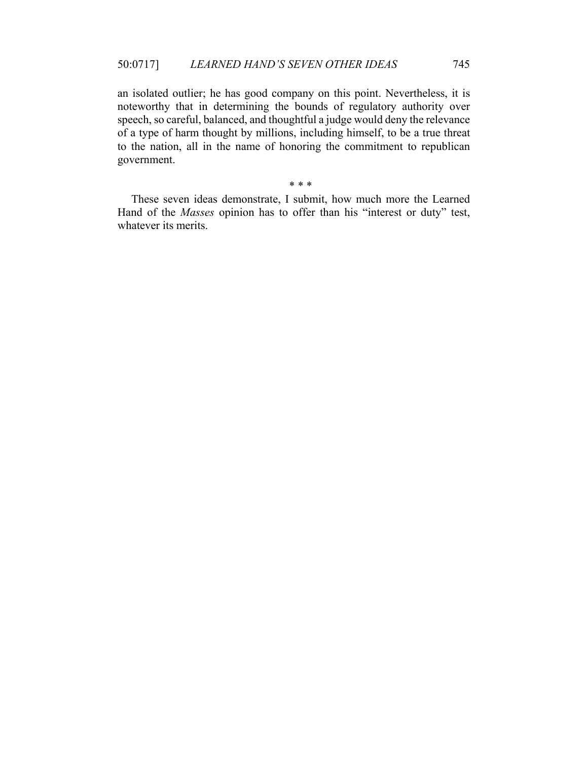an isolated outlier; he has good company on this point. Nevertheless, it is noteworthy that in determining the bounds of regulatory authority over speech, so careful, balanced, and thoughtful a judge would deny the relevance of a type of harm thought by millions, including himself, to be a true threat to the nation, all in the name of honoring the commitment to republican government.

\* \* \*

These seven ideas demonstrate, I submit, how much more the Learned Hand of the *Masses* opinion has to offer than his "interest or duty" test, whatever its merits.